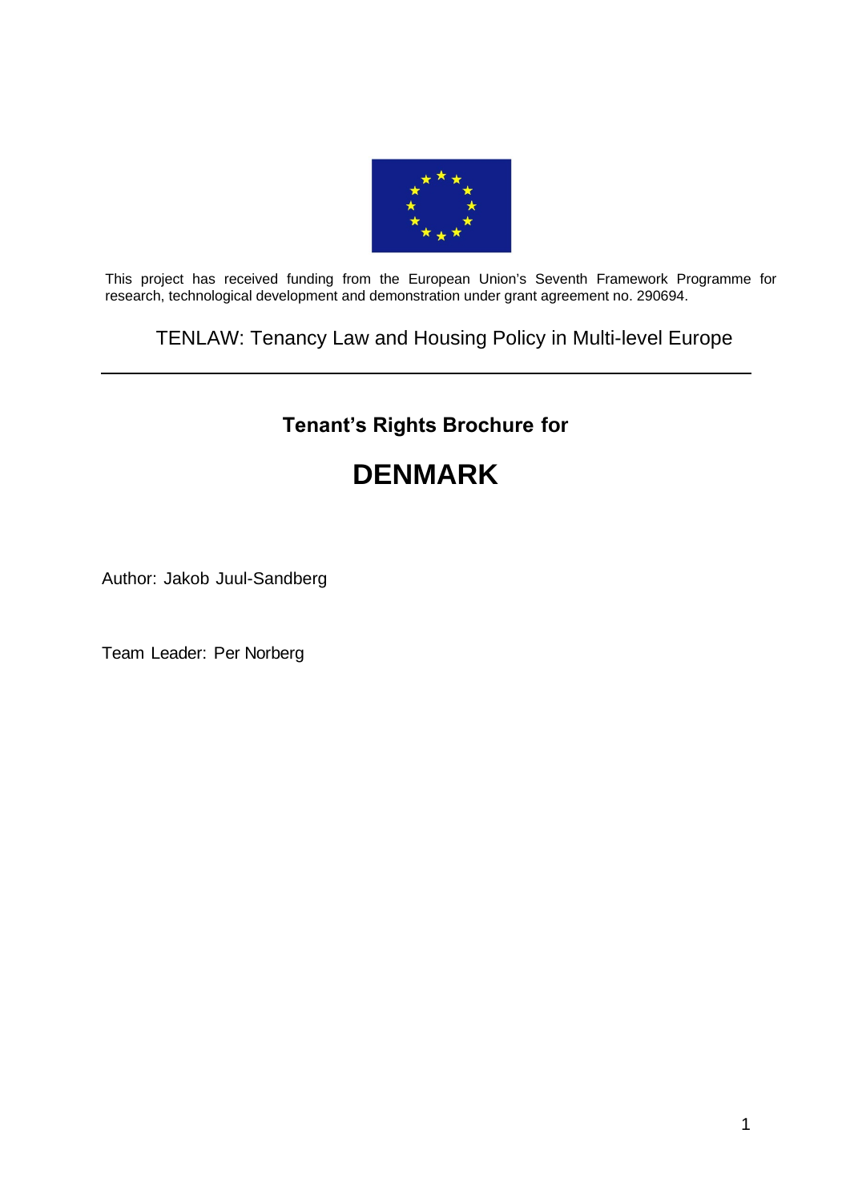This project has received funding from the European Union's Seventh Framework Programme for research, technological development and demonstration under grant agreement no. 290694.

TENLAW: Tenancy Law and Housing Policy in Multi-level Europe

---

**Tenant's Rights Brochure for**

# DENMARK

Author: Jakob Juul-Sandberg

Team Leader: Per Norberg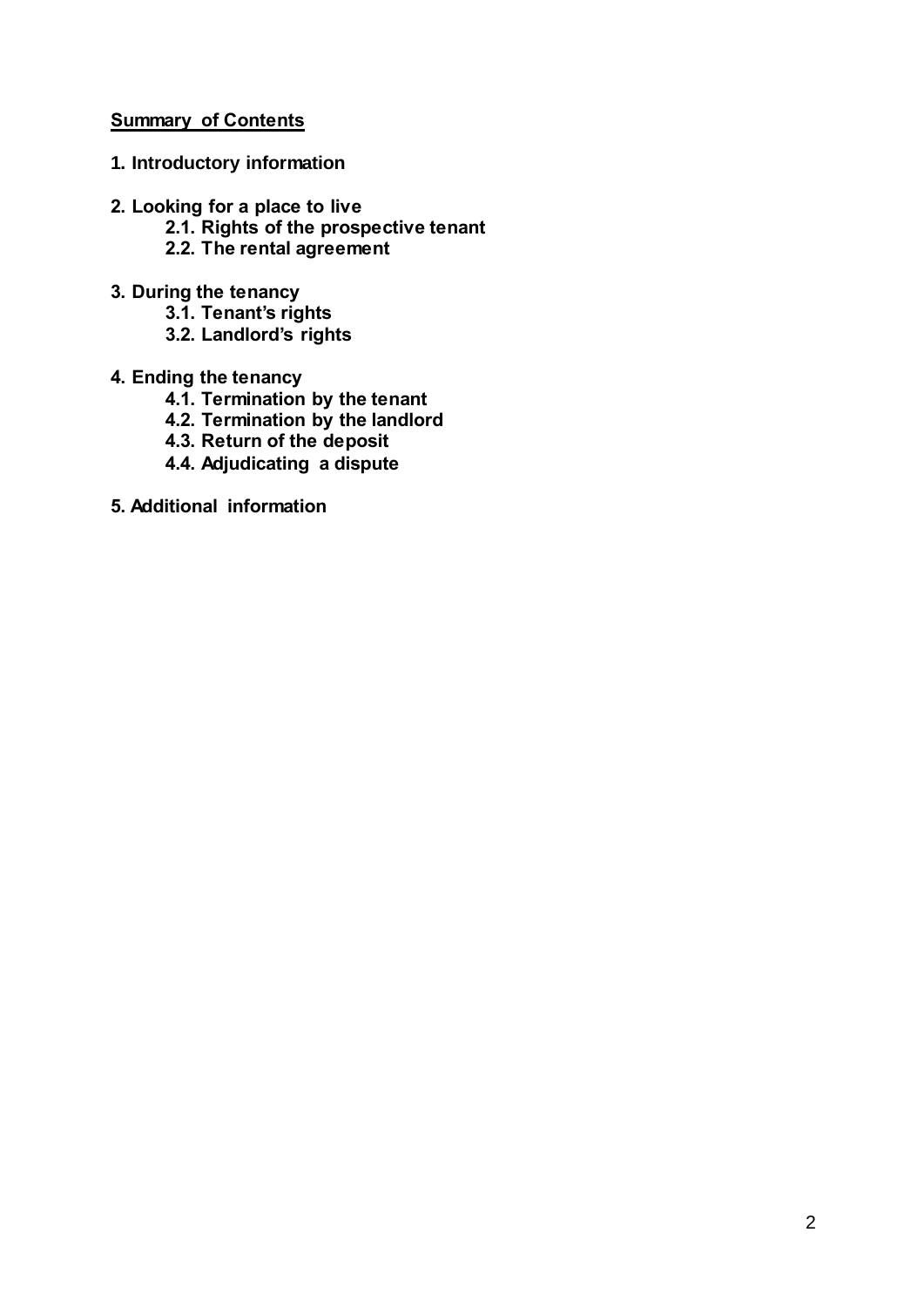## Summary of Contents

**1. Introductory information**

**2. Looking for a place to live**

- **2.1. Rights of the prospective tenant**
- **2.2. The rental agreement**

**3. During the tenancy**

- **3.1. Tenant's rights**
- **3.2. Landlord's rights**

**4. Ending the tenancy**

- **4.1. Termination by the tenant**
- **4.2. Termination by the landlord**
- **4.3. Return of the deposit**
- **4.4. Adjudicating a dispute**

**5. Additional information**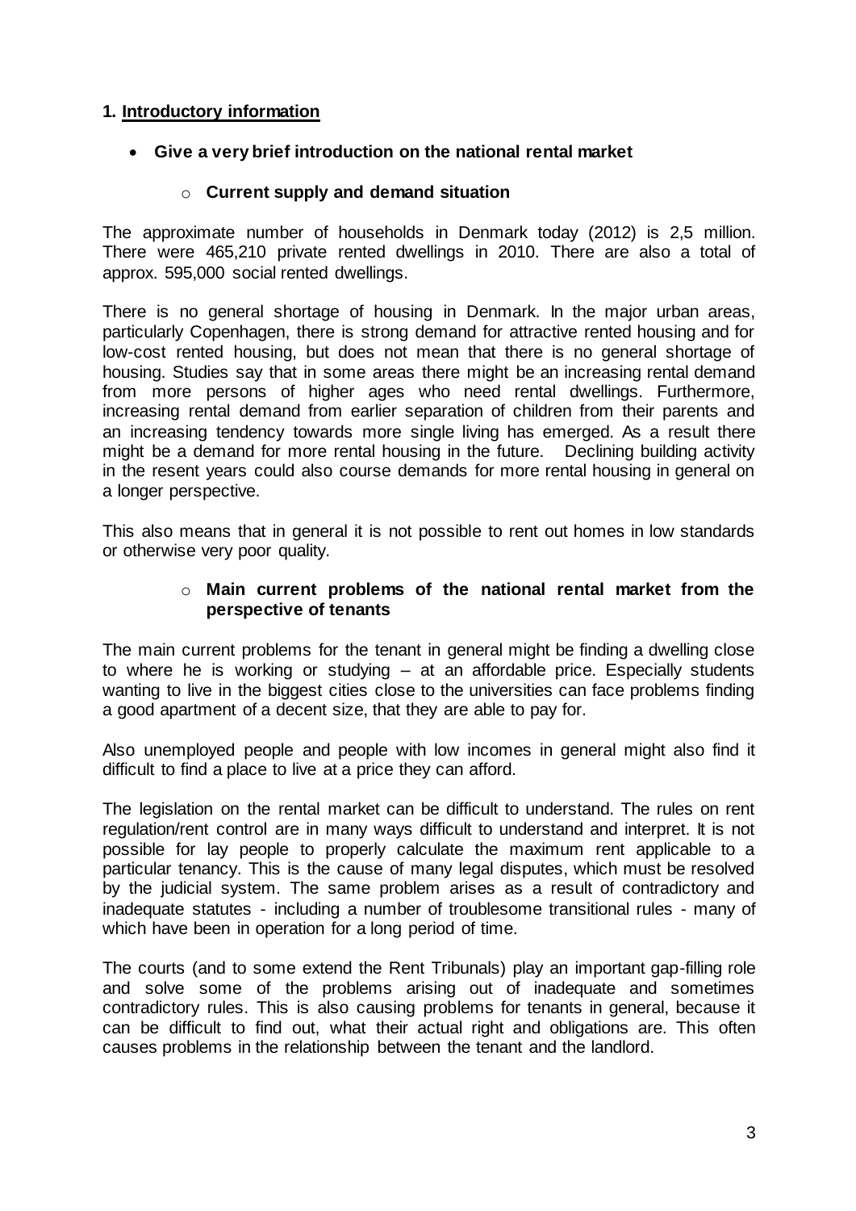## 1. Introductory information

- **Give a very brief introduction on the national rental market**

  - **Current supply and demand situation**

The approximate number of households in Denmark today (2012) is 2,5 million. There were 465,210 private rented dwellings in 2010. There are also a total of approx. 595,000 social rented dwellings.

There is no general shortage of housing in Denmark. In the major urban areas, particularly Copenhagen, there is strong demand for attractive rented housing and for low-cost rented housing, but does not mean that there is no general shortage of housing. Studies say that in some areas there might be an increasing rental demand from more persons of higher ages who need rental dwellings. Furthermore, increasing rental demand from earlier separation of children from their parents and an increasing tendency towards more single living has emerged. As a result there might be a demand for more rental housing in the future. Declining building activity in the resent years could also course demands for more rental housing in general on a longer perspective.

This also means that in general it is not possible to rent out homes in low standards or otherwise very poor quality.

  - **Main current problems of the national rental market from the perspective of tenants**

The main current problems for the tenant in general might be finding a dwelling close to where he is working or studying – at an affordable price. Especially students wanting to live in the biggest cities close to the universities can face problems finding a good apartment of a decent size, that they are able to pay for.

Also unemployed people and people with low incomes in general might also find it difficult to find a place to live at a price they can afford.

The legislation on the rental market can be difficult to understand. The rules on rent regulation/rent control are in many ways difficult to understand and interpret. It is not possible for lay people to properly calculate the maximum rent applicable to a particular tenancy. This is the cause of many legal disputes, which must be resolved by the judicial system. The same problem arises as a result of contradictory and inadequate statutes - including a number of troublesome transitional rules - many of which have been in operation for a long period of time.

The courts (and to some extend the Rent Tribunals) play an important gap-filling role and solve some of the problems arising out of inadequate and sometimes contradictory rules. This is also causing problems for tenants in general, because it can be difficult to find out, what their actual right and obligations are. This often causes problems in the relationship between the tenant and the landlord.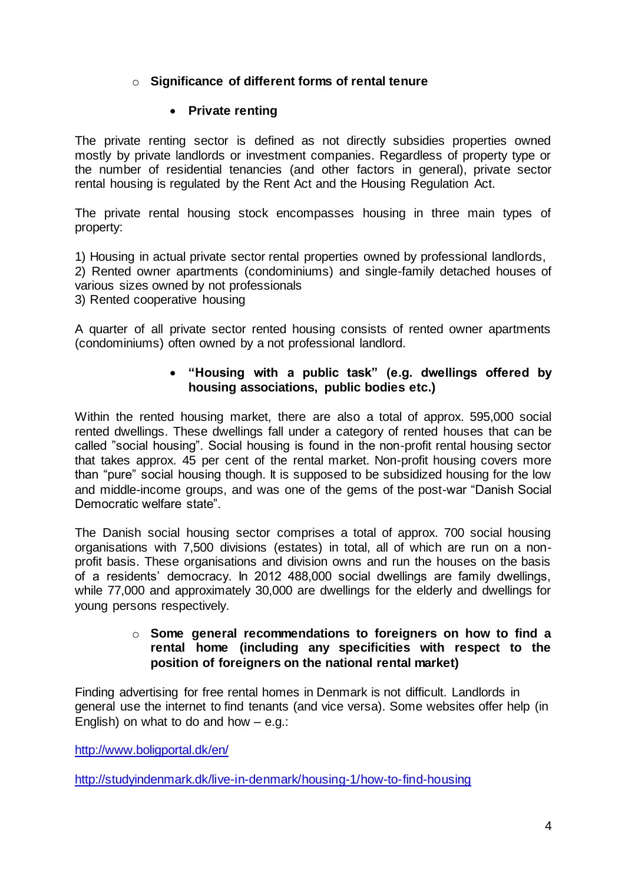- **Significance of different forms of rental tenure**

  - **Private renting**

The private renting sector is defined as not directly subsidies properties owned mostly by private landlords or investment companies. Regardless of property type or the number of residential tenancies (and other factors in general), private sector rental housing is regulated by the Rent Act and the Housing Regulation Act.

The private rental housing stock encompasses housing in three main types of property:

1) Housing in actual private sector rental properties owned by professional landlords,
2) Rented owner apartments (condominiums) and single-family detached houses of various sizes owned by not professionals
3) Rented cooperative housing

A quarter of all private sector rented housing consists of rented owner apartments (condominiums) often owned by a not professional landlord.

  - **"Housing with a public task" (e.g. dwellings offered by housing associations, public bodies etc.)**

Within the rented housing market, there are also a total of approx. 595,000 social rented dwellings. These dwellings fall under a category of rented houses that can be called "social housing". Social housing is found in the non-profit rental housing sector that takes approx. 45 per cent of the rental market. Non-profit housing covers more than "pure" social housing though. It is supposed to be subsidized housing for the low and middle-income groups, and was one of the gems of the post-war "Danish Social Democratic welfare state".

The Danish social housing sector comprises a total of approx. 700 social housing organisations with 7,500 divisions (estates) in total, all of which are run on a non-profit basis. These organisations and division owns and run the houses on the basis of a residents' democracy. In 2012 488,000 social dwellings are family dwellings, while 77,000 and approximately 30,000 are dwellings for the elderly and dwellings for young persons respectively.

- **Some general recommendations to foreigners on how to find a rental home (including any specificities with respect to the position of foreigners on the national rental market)**

Finding advertising for free rental homes in Denmark is not difficult. Landlords in general use the internet to find tenants (and vice versa). Some websites offer help (in English) on what to do and how – e.g.:

http://www.boligportal.dk/en/

http://studyindenmark.dk/live-in-denmark/housing-1/how-to-find-housing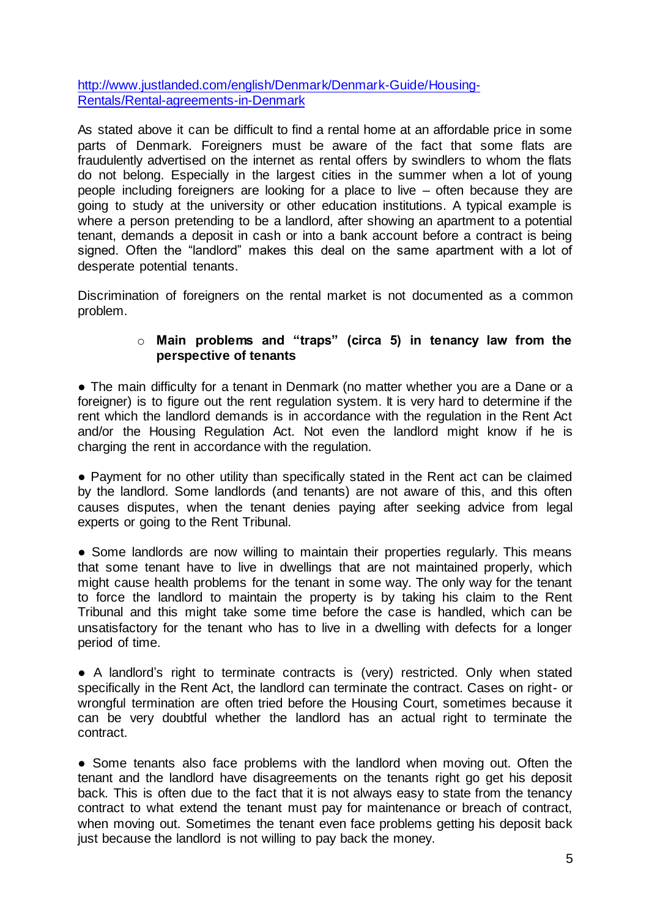http://www.justlanded.com/english/Denmark/Denmark-Guide/Housing-Rentals/Rental-agreements-in-Denmark

As stated above it can be difficult to find a rental home at an affordable price in some parts of Denmark. Foreigners must be aware of the fact that some flats are fraudulently advertised on the internet as rental offers by swindlers to whom the flats do not belong. Especially in the largest cities in the summer when a lot of young people including foreigners are looking for a place to live – often because they are going to study at the university or other education institutions. A typical example is where a person pretending to be a landlord, after showing an apartment to a potential tenant, demands a deposit in cash or into a bank account before a contract is being signed. Often the "landlord" makes this deal on the same apartment with a lot of desperate potential tenants.

Discrimination of foreigners on the rental market is not documented as a common problem.

- **Main problems and "traps" (circa 5) in tenancy law from the perspective of tenants**

● The main difficulty for a tenant in Denmark (no matter whether you are a Dane or a foreigner) is to figure out the rent regulation system. It is very hard to determine if the rent which the landlord demands is in accordance with the regulation in the Rent Act and/or the Housing Regulation Act. Not even the landlord might know if he is charging the rent in accordance with the regulation.

● Payment for no other utility than specifically stated in the Rent act can be claimed by the landlord. Some landlords (and tenants) are not aware of this, and this often causes disputes, when the tenant denies paying after seeking advice from legal experts or going to the Rent Tribunal.

● Some landlords are now willing to maintain their properties regularly. This means that some tenant have to live in dwellings that are not maintained properly, which might cause health problems for the tenant in some way. The only way for the tenant to force the landlord to maintain the property is by taking his claim to the Rent Tribunal and this might take some time before the case is handled, which can be unsatisfactory for the tenant who has to live in a dwelling with defects for a longer period of time.

● A landlord's right to terminate contracts is (very) restricted. Only when stated specifically in the Rent Act, the landlord can terminate the contract. Cases on right- or wrongful termination are often tried before the Housing Court, sometimes because it can be very doubtful whether the landlord has an actual right to terminate the contract.

● Some tenants also face problems with the landlord when moving out. Often the tenant and the landlord have disagreements on the tenants right go get his deposit back. This is often due to the fact that it is not always easy to state from the tenancy contract to what extend the tenant must pay for maintenance or breach of contract, when moving out. Sometimes the tenant even face problems getting his deposit back just because the landlord is not willing to pay back the money.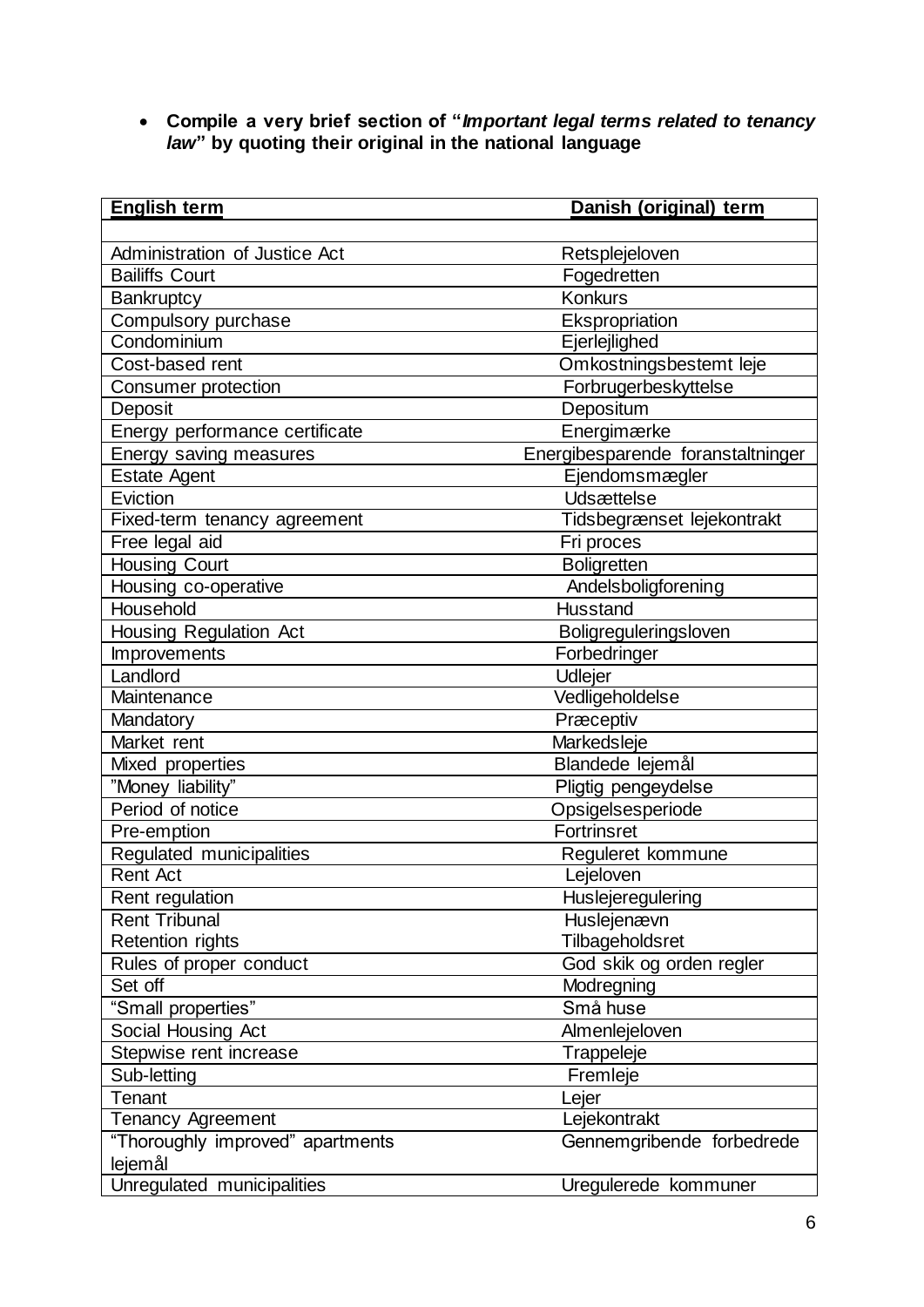- **Compile a very brief section of "*Important legal terms related to tenancy law*" by quoting their original in the national language**

| English term | Danish (original) term |
|---|---|
| | |
| Administration of Justice Act | Retsplejeloven |
| Bailiffs Court | Fogedretten |
| Bankruptcy | Konkurs |
| Compulsory purchase | Ekspropriation |
| Condominium | Ejerlejlighed |
| Cost-based rent | Omkostningsbestemt leje |
| Consumer protection | Forbrugerbeskyttelse |
| Deposit | Depositum |
| Energy performance certificate | Energimærke |
| Energy saving measures | Energibesparende foranstaltninger |
| Estate Agent | Ejendomsmægler |
| Eviction | Udsættelse |
| Fixed-term tenancy agreement | Tidsbegrænset lejekontrakt |
| Free legal aid | Fri proces |
| Housing Court | Boligretten |
| Housing co-operative | Andelsboligforening |
| Household | Husstand |
| Housing Regulation Act | Boligreguleringsloven |
| Improvements | Forbedringer |
| Landlord | Udlejer |
| Maintenance | Vedligeholdelse |
| Mandatory | Præceptiv |
| Market rent | Markedsleje |
| Mixed properties | Blandede lejemål |
| "Money liability" | Pligtig pengeydelse |
| Period of notice | Opsigelsesperiode |
| Pre-emption | Fortrinsret |
| Regulated municipalities | Reguleret kommune |
| Rent Act | Lejeloven |
| Rent regulation | Huslejeregulering |
| Rent Tribunal | Huslejenævn |
| Retention rights | Tilbageholdsret |
| Rules of proper conduct | God skik og orden regler |
| Set off | Modregning |
| "Small properties" | Små huse |
| Social Housing Act | Almenlejeloven |
| Stepwise rent increase | Trappeleje |
| Sub-letting | Fremleje |
| Tenant | Lejer |
| Tenancy Agreement | Lejekontrakt |
| "Thoroughly improved" apartments | Gennemgribende forbedrede lejemål |
| Unregulated municipalities | Uregulerede kommuner |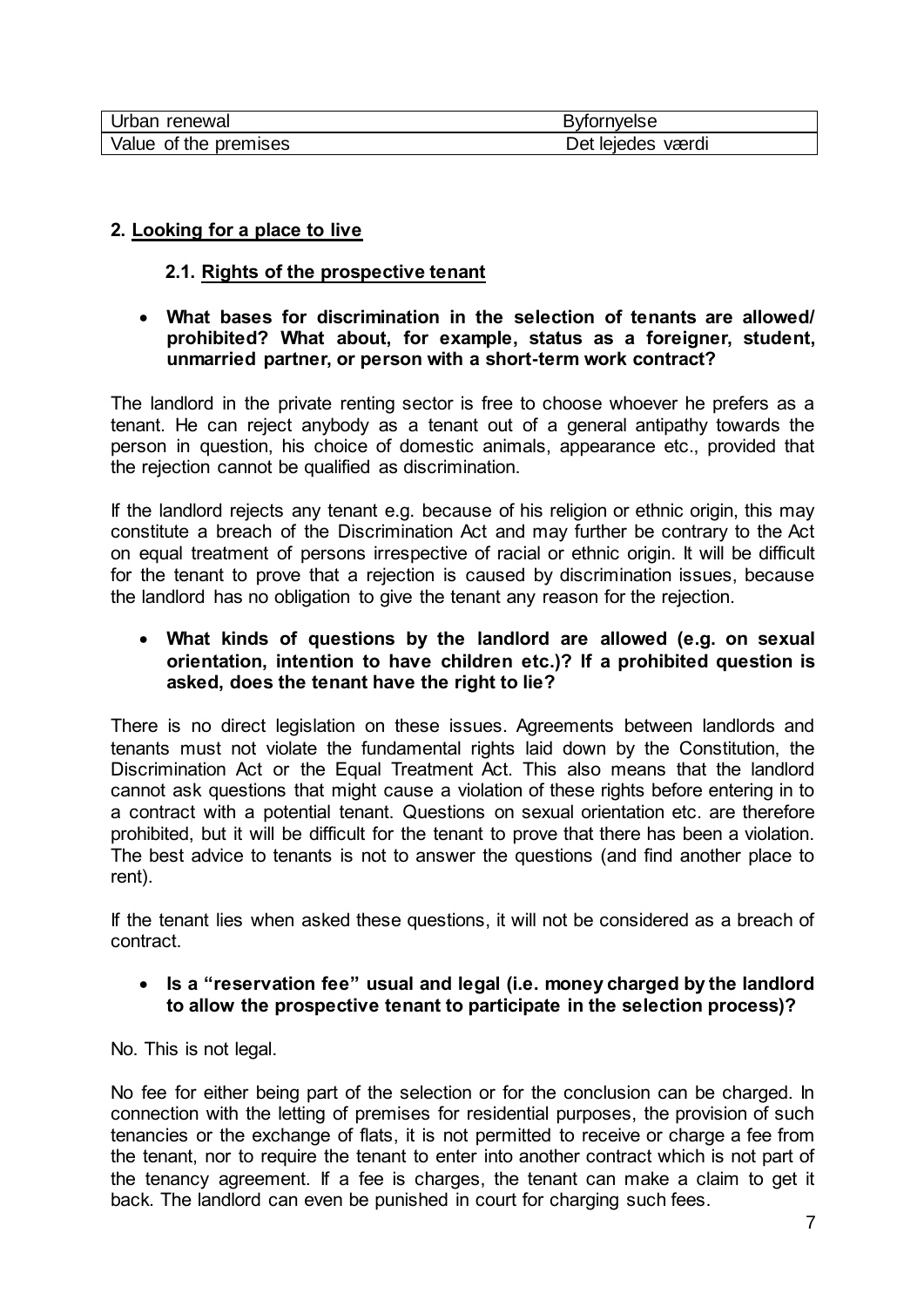| Urban renewal | Byfornyelse |
|---|---|
| Value of the premises | Det lejedes værdi |

## 2. Looking for a place to live

### 2.1. Rights of the prospective tenant

- **What bases for discrimination in the selection of tenants are allowed/ prohibited? What about, for example, status as a foreigner, student, unmarried partner, or person with a short-term work contract?**

The landlord in the private renting sector is free to choose whoever he prefers as a tenant. He can reject anybody as a tenant out of a general antipathy towards the person in question, his choice of domestic animals, appearance etc., provided that the rejection cannot be qualified as discrimination.

If the landlord rejects any tenant e.g. because of his religion or ethnic origin, this may constitute a breach of the Discrimination Act and may further be contrary to the Act on equal treatment of persons irrespective of racial or ethnic origin. It will be difficult for the tenant to prove that a rejection is caused by discrimination issues, because the landlord has no obligation to give the tenant any reason for the rejection.

- **What kinds of questions by the landlord are allowed (e.g. on sexual orientation, intention to have children etc.)? If a prohibited question is asked, does the tenant have the right to lie?**

There is no direct legislation on these issues. Agreements between landlords and tenants must not violate the fundamental rights laid down by the Constitution, the Discrimination Act or the Equal Treatment Act. This also means that the landlord cannot ask questions that might cause a violation of these rights before entering in to a contract with a potential tenant. Questions on sexual orientation etc. are therefore prohibited, but it will be difficult for the tenant to prove that there has been a violation. The best advice to tenants is not to answer the questions (and find another place to rent).

If the tenant lies when asked these questions, it will not be considered as a breach of contract.

- **Is a "reservation fee" usual and legal (i.e. money charged by the landlord to allow the prospective tenant to participate in the selection process)?**

No. This is not legal.

No fee for either being part of the selection or for the conclusion can be charged. In connection with the letting of premises for residential purposes, the provision of such tenancies or the exchange of flats, it is not permitted to receive or charge a fee from the tenant, nor to require the tenant to enter into another contract which is not part of the tenancy agreement. If a fee is charges, the tenant can make a claim to get it back. The landlord can even be punished in court for charging such fees.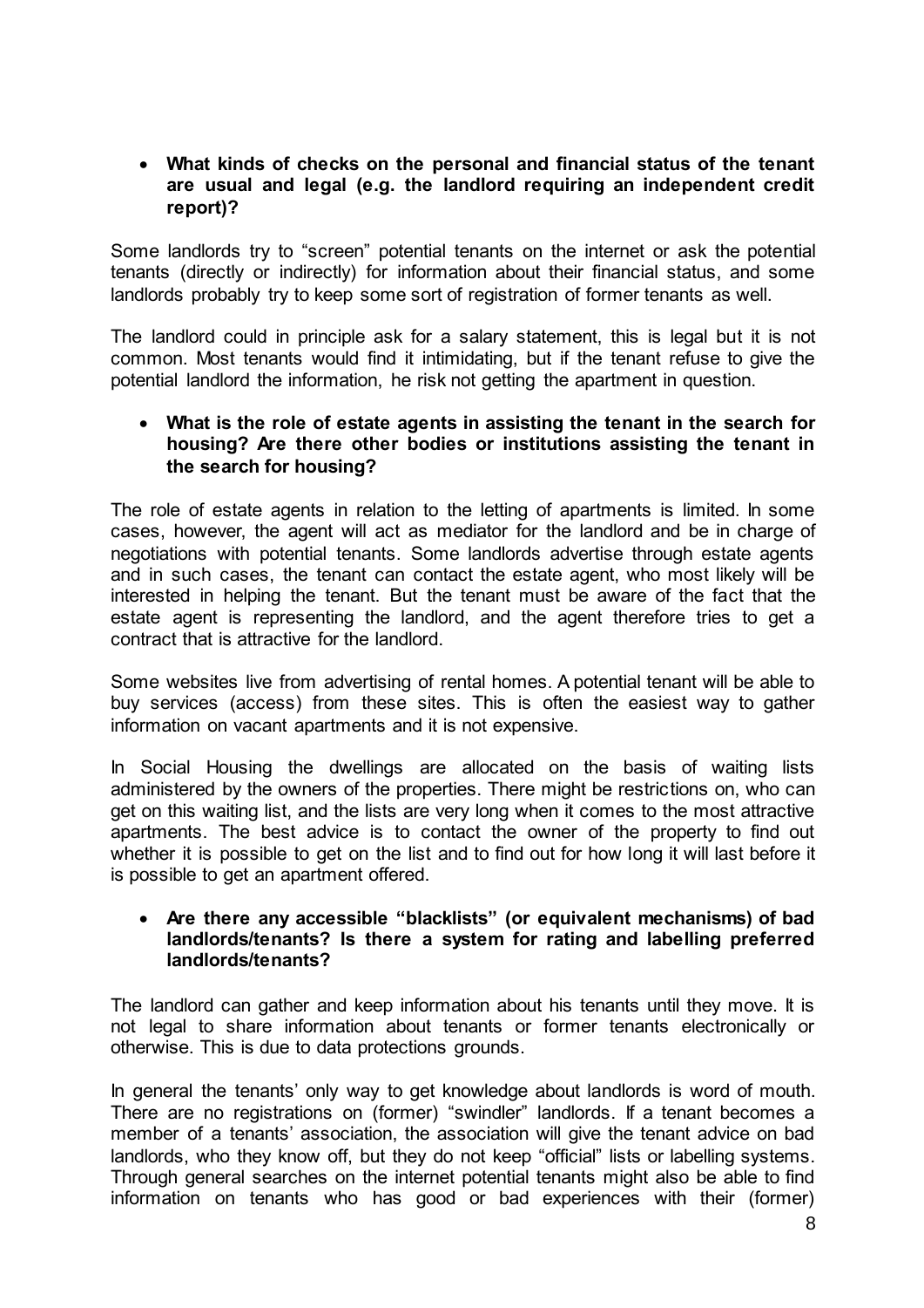- **What kinds of checks on the personal and financial status of the tenant are usual and legal (e.g. the landlord requiring an independent credit report)?**

Some landlords try to "screen" potential tenants on the internet or ask the potential tenants (directly or indirectly) for information about their financial status, and some landlords probably try to keep some sort of registration of former tenants as well.

The landlord could in principle ask for a salary statement, this is legal but it is not common. Most tenants would find it intimidating, but if the tenant refuse to give the potential landlord the information, he risk not getting the apartment in question.

- **What is the role of estate agents in assisting the tenant in the search for housing? Are there other bodies or institutions assisting the tenant in the search for housing?**

The role of estate agents in relation to the letting of apartments is limited. In some cases, however, the agent will act as mediator for the landlord and be in charge of negotiations with potential tenants. Some landlords advertise through estate agents and in such cases, the tenant can contact the estate agent, who most likely will be interested in helping the tenant. But the tenant must be aware of the fact that the estate agent is representing the landlord, and the agent therefore tries to get a contract that is attractive for the landlord.

Some websites live from advertising of rental homes. A potential tenant will be able to buy services (access) from these sites. This is often the easiest way to gather information on vacant apartments and it is not expensive.

In Social Housing the dwellings are allocated on the basis of waiting lists administered by the owners of the properties. There might be restrictions on, who can get on this waiting list, and the lists are very long when it comes to the most attractive apartments. The best advice is to contact the owner of the property to find out whether it is possible to get on the list and to find out for how long it will last before it is possible to get an apartment offered.

- **Are there any accessible "blacklists" (or equivalent mechanisms) of bad landlords/tenants? Is there a system for rating and labelling preferred landlords/tenants?**

The landlord can gather and keep information about his tenants until they move. It is not legal to share information about tenants or former tenants electronically or otherwise. This is due to data protections grounds.

In general the tenants' only way to get knowledge about landlords is word of mouth. There are no registrations on (former) "swindler" landlords. If a tenant becomes a member of a tenants' association, the association will give the tenant advice on bad landlords, who they know off, but they do not keep "official" lists or labelling systems. Through general searches on the internet potential tenants might also be able to find information on tenants who has good or bad experiences with their (former)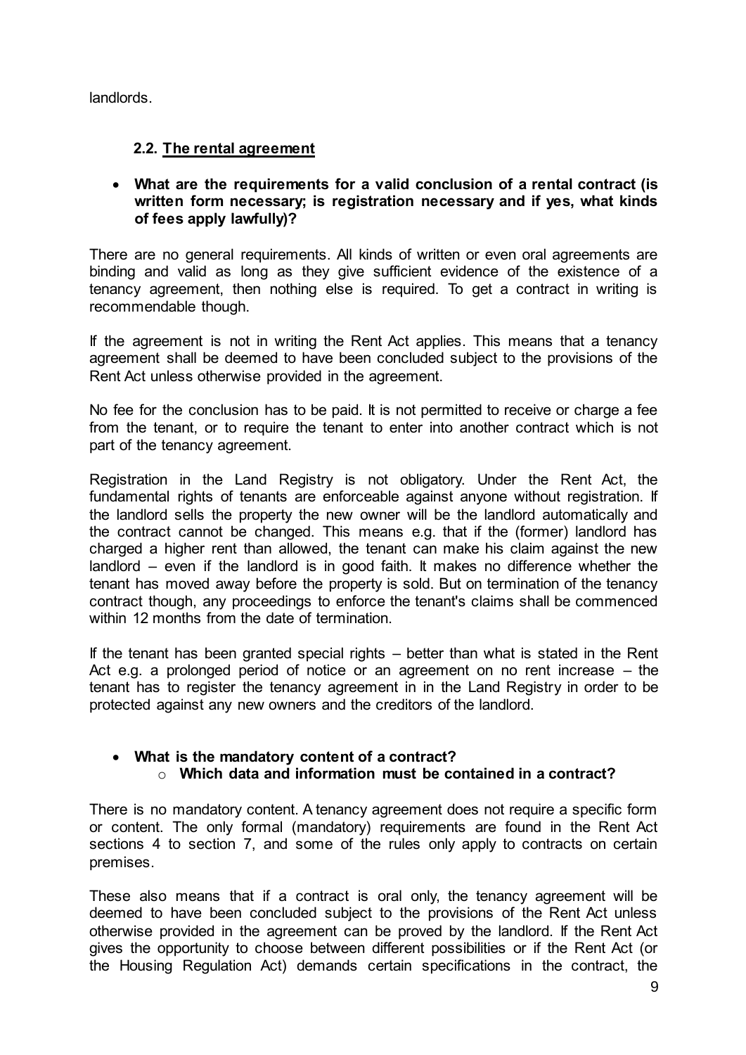landlords.

### 2.2. The rental agreement

- **What are the requirements for a valid conclusion of a rental contract (is written form necessary; is registration necessary and if yes, what kinds of fees apply lawfully)?**

There are no general requirements. All kinds of written or even oral agreements are binding and valid as long as they give sufficient evidence of the existence of a tenancy agreement, then nothing else is required. To get a contract in writing is recommendable though.

If the agreement is not in writing the Rent Act applies. This means that a tenancy agreement shall be deemed to have been concluded subject to the provisions of the Rent Act unless otherwise provided in the agreement.

No fee for the conclusion has to be paid. It is not permitted to receive or charge a fee from the tenant, or to require the tenant to enter into another contract which is not part of the tenancy agreement.

Registration in the Land Registry is not obligatory. Under the Rent Act, the fundamental rights of tenants are enforceable against anyone without registration. If the landlord sells the property the new owner will be the landlord automatically and the contract cannot be changed. This means e.g. that if the (former) landlord has charged a higher rent than allowed, the tenant can make his claim against the new landlord – even if the landlord is in good faith. It makes no difference whether the tenant has moved away before the property is sold. But on termination of the tenancy contract though, any proceedings to enforce the tenant's claims shall be commenced within 12 months from the date of termination.

If the tenant has been granted special rights – better than what is stated in the Rent Act e.g. a prolonged period of notice or an agreement on no rent increase – the tenant has to register the tenancy agreement in in the Land Registry in order to be protected against any new owners and the creditors of the landlord.

- **What is the mandatory content of a contract?**
  - **Which data and information must be contained in a contract?**

There is no mandatory content. A tenancy agreement does not require a specific form or content. The only formal (mandatory) requirements are found in the Rent Act sections 4 to section 7, and some of the rules only apply to contracts on certain premises.

These also means that if a contract is oral only, the tenancy agreement will be deemed to have been concluded subject to the provisions of the Rent Act unless otherwise provided in the agreement can be proved by the landlord. If the Rent Act gives the opportunity to choose between different possibilities or if the Rent Act (or the Housing Regulation Act) demands certain specifications in the contract, the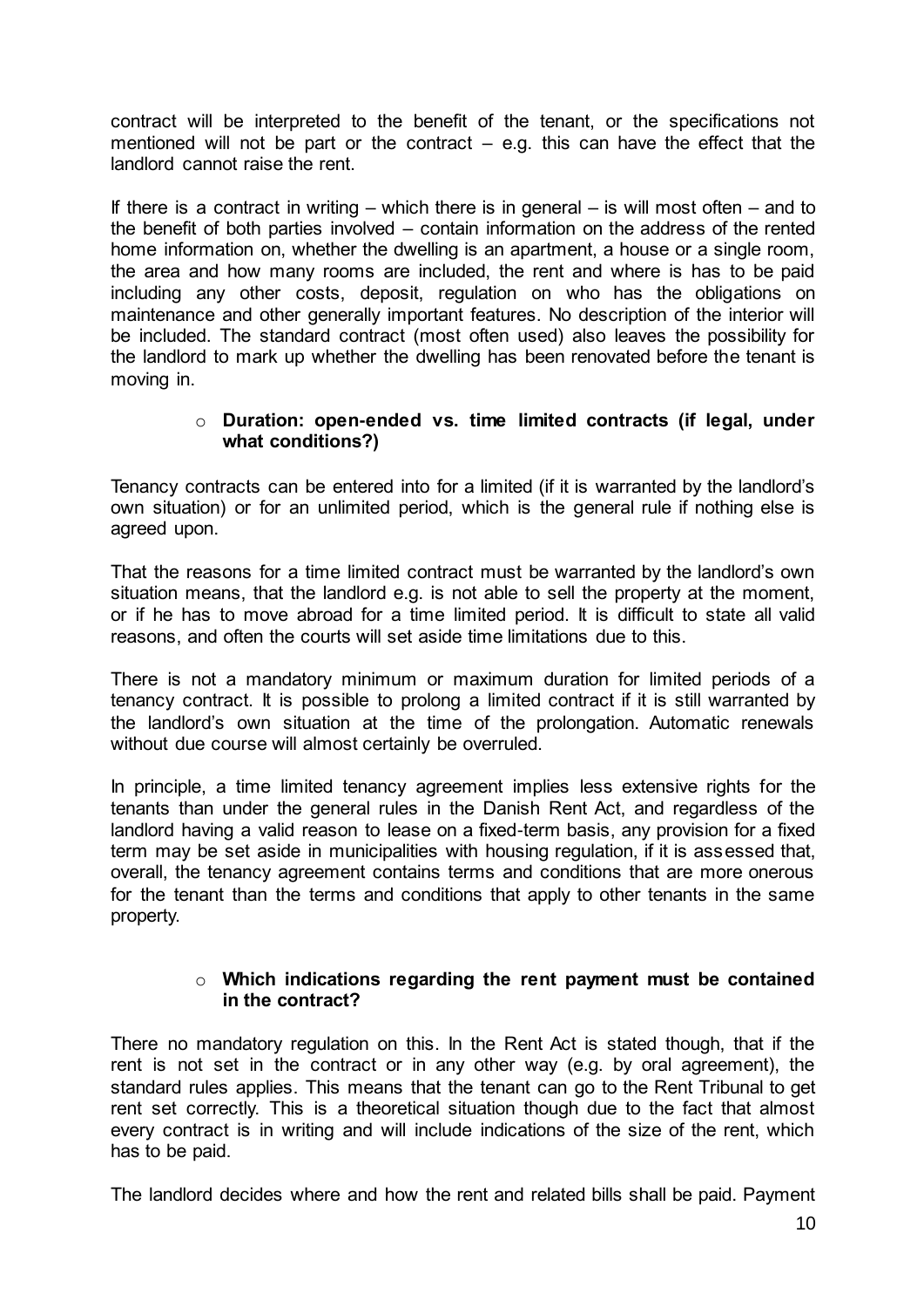contract will be interpreted to the benefit of the tenant, or the specifications not mentioned will not be part or the contract – e.g. this can have the effect that the landlord cannot raise the rent.

If there is a contract in writing – which there is in general – is will most often – and to the benefit of both parties involved – contain information on the address of the rented home information on, whether the dwelling is an apartment, a house or a single room, the area and how many rooms are included, the rent and where is has to be paid including any other costs, deposit, regulation on who has the obligations on maintenance and other generally important features. No description of the interior will be included. The standard contract (most often used) also leaves the possibility for the landlord to mark up whether the dwelling has been renovated before the tenant is moving in.

- **Duration: open-ended vs. time limited contracts (if legal, under what conditions?)**

Tenancy contracts can be entered into for a limited (if it is warranted by the landlord's own situation) or for an unlimited period, which is the general rule if nothing else is agreed upon.

That the reasons for a time limited contract must be warranted by the landlord's own situation means, that the landlord e.g. is not able to sell the property at the moment, or if he has to move abroad for a time limited period. It is difficult to state all valid reasons, and often the courts will set aside time limitations due to this.

There is not a mandatory minimum or maximum duration for limited periods of a tenancy contract. It is possible to prolong a limited contract if it is still warranted by the landlord's own situation at the time of the prolongation. Automatic renewals without due course will almost certainly be overruled.

In principle, a time limited tenancy agreement implies less extensive rights for the tenants than under the general rules in the Danish Rent Act, and regardless of the landlord having a valid reason to lease on a fixed-term basis, any provision for a fixed term may be set aside in municipalities with housing regulation, if it is assessed that, overall, the tenancy agreement contains terms and conditions that are more onerous for the tenant than the terms and conditions that apply to other tenants in the same property.

- **Which indications regarding the rent payment must be contained in the contract?**

There no mandatory regulation on this. In the Rent Act is stated though, that if the rent is not set in the contract or in any other way (e.g. by oral agreement), the standard rules applies. This means that the tenant can go to the Rent Tribunal to get rent set correctly. This is a theoretical situation though due to the fact that almost every contract is in writing and will include indications of the size of the rent, which has to be paid.

The landlord decides where and how the rent and related bills shall be paid. Payment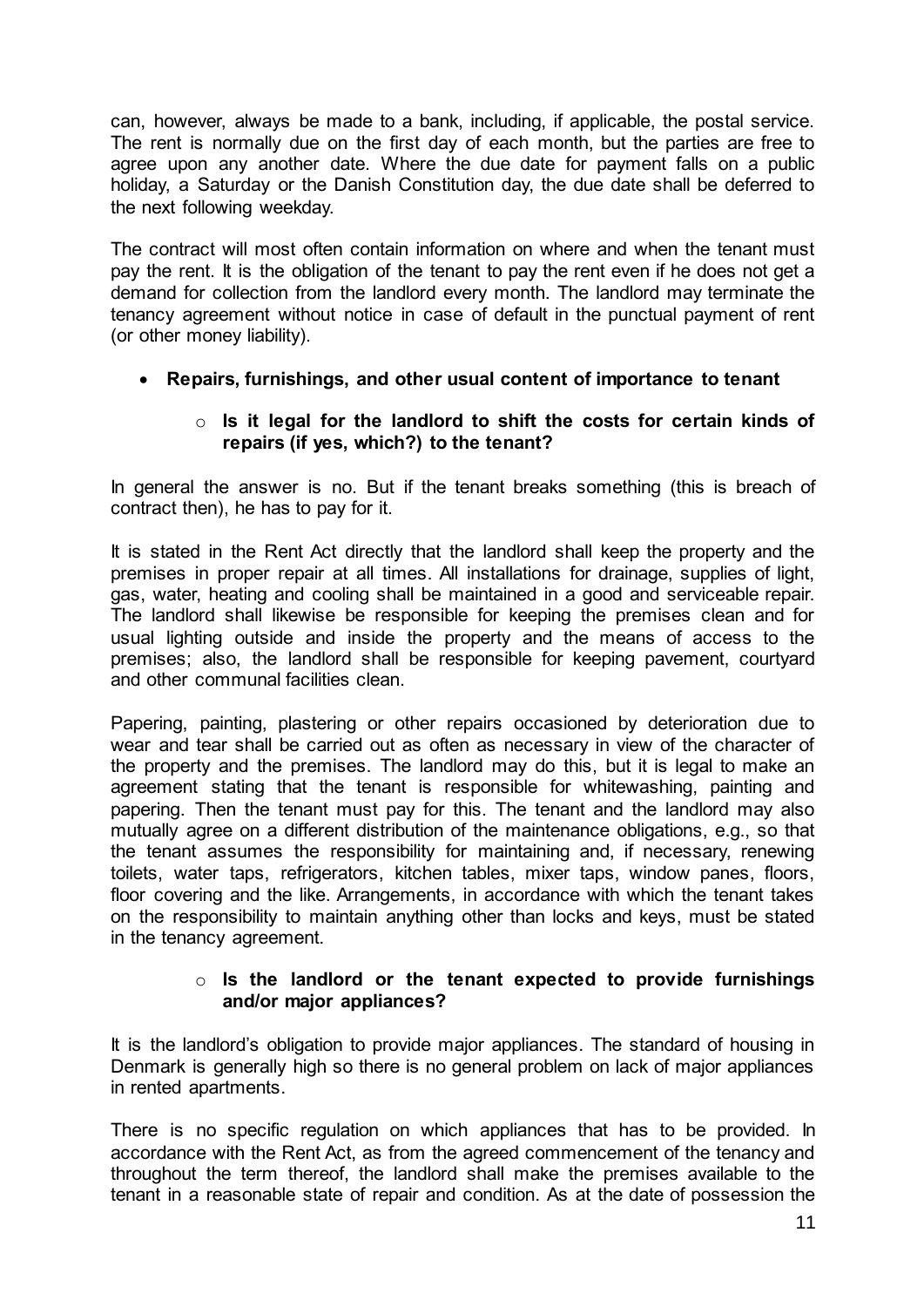can, however, always be made to a bank, including, if applicable, the postal service. The rent is normally due on the first day of each month, but the parties are free to agree upon any another date. Where the due date for payment falls on a public holiday, a Saturday or the Danish Constitution day, the due date shall be deferred to the next following weekday.

The contract will most often contain information on where and when the tenant must pay the rent. It is the obligation of the tenant to pay the rent even if he does not get a demand for collection from the landlord every month. The landlord may terminate the tenancy agreement without notice in case of default in the punctual payment of rent (or other money liability).

- **Repairs, furnishings, and other usual content of importance to tenant**
  - **Is it legal for the landlord to shift the costs for certain kinds of repairs (if yes, which?) to the tenant?**

In general the answer is no. But if the tenant breaks something (this is breach of contract then), he has to pay for it.

It is stated in the Rent Act directly that the landlord shall keep the property and the premises in proper repair at all times. All installations for drainage, supplies of light, gas, water, heating and cooling shall be maintained in a good and serviceable repair. The landlord shall likewise be responsible for keeping the premises clean and for usual lighting outside and inside the property and the means of access to the premises; also, the landlord shall be responsible for keeping pavement, courtyard and other communal facilities clean.

Papering, painting, plastering or other repairs occasioned by deterioration due to wear and tear shall be carried out as often as necessary in view of the character of the property and the premises. The landlord may do this, but it is legal to make an agreement stating that the tenant is responsible for whitewashing, painting and papering. Then the tenant must pay for this. The tenant and the landlord may also mutually agree on a different distribution of the maintenance obligations, e.g., so that the tenant assumes the responsibility for maintaining and, if necessary, renewing toilets, water taps, refrigerators, kitchen tables, mixer taps, window panes, floors, floor covering and the like. Arrangements, in accordance with which the tenant takes on the responsibility to maintain anything other than locks and keys, must be stated in the tenancy agreement.

  - **Is the landlord or the tenant expected to provide furnishings and/or major appliances?**

It is the landlord's obligation to provide major appliances. The standard of housing in Denmark is generally high so there is no general problem on lack of major appliances in rented apartments.

There is no specific regulation on which appliances that has to be provided. In accordance with the Rent Act, as from the agreed commencement of the tenancy and throughout the term thereof, the landlord shall make the premises available to the tenant in a reasonable state of repair and condition. As at the date of possession the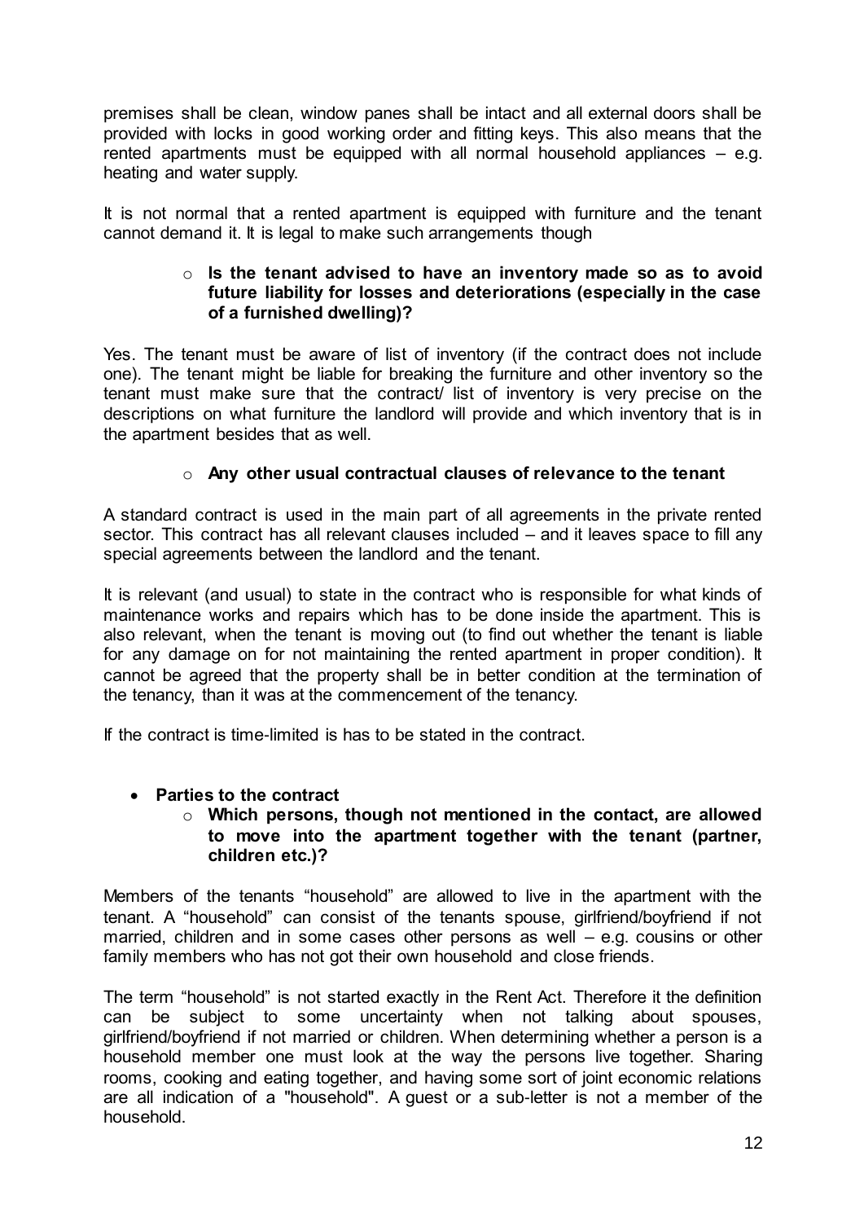premises shall be clean, window panes shall be intact and all external doors shall be provided with locks in good working order and fitting keys. This also means that the rented apartments must be equipped with all normal household appliances – e.g. heating and water supply.

It is not normal that a rented apartment is equipped with furniture and the tenant cannot demand it. It is legal to make such arrangements though

- **Is the tenant advised to have an inventory made so as to avoid future liability for losses and deteriorations (especially in the case of a furnished dwelling)?**

Yes. The tenant must be aware of list of inventory (if the contract does not include one). The tenant might be liable for breaking the furniture and other inventory so the tenant must make sure that the contract/ list of inventory is very precise on the descriptions on what furniture the landlord will provide and which inventory that is in the apartment besides that as well.

- **Any other usual contractual clauses of relevance to the tenant**

A standard contract is used in the main part of all agreements in the private rented sector. This contract has all relevant clauses included – and it leaves space to fill any special agreements between the landlord and the tenant.

It is relevant (and usual) to state in the contract who is responsible for what kinds of maintenance works and repairs which has to be done inside the apartment. This is also relevant, when the tenant is moving out (to find out whether the tenant is liable for any damage on for not maintaining the rented apartment in proper condition). It cannot be agreed that the property shall be in better condition at the termination of the tenancy, than it was at the commencement of the tenancy.

If the contract is time-limited is has to be stated in the contract.

- **Parties to the contract**
  - **Which persons, though not mentioned in the contact, are allowed to move into the apartment together with the tenant (partner, children etc.)?**

Members of the tenants "household" are allowed to live in the apartment with the tenant. A "household" can consist of the tenants spouse, girlfriend/boyfriend if not married, children and in some cases other persons as well – e.g. cousins or other family members who has not got their own household and close friends.

The term "household" is not started exactly in the Rent Act. Therefore it the definition can be subject to some uncertainty when not talking about spouses, girlfriend/boyfriend if not married or children. When determining whether a person is a household member one must look at the way the persons live together. Sharing rooms, cooking and eating together, and having some sort of joint economic relations are all indication of a "household". A guest or a sub-letter is not a member of the household.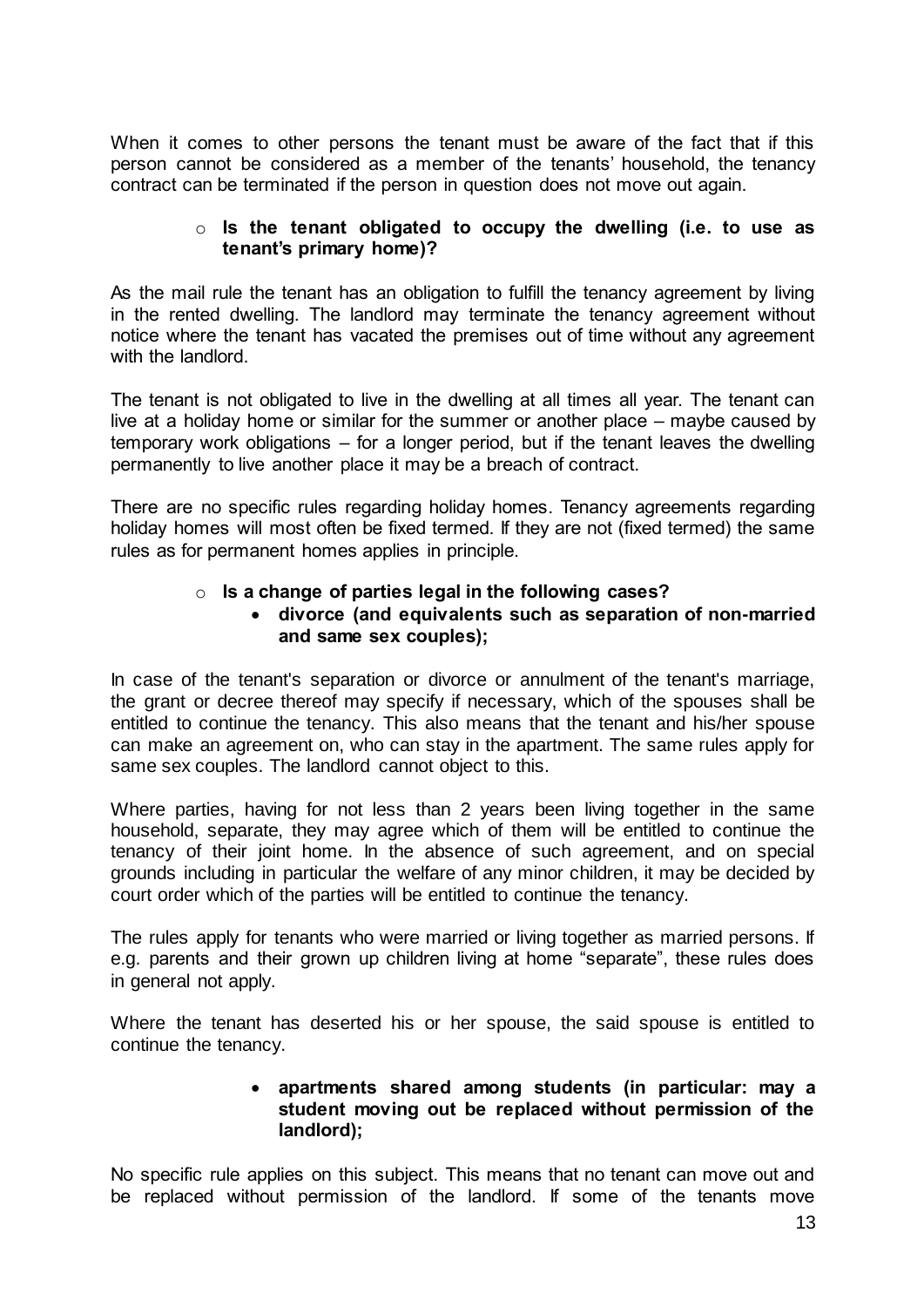When it comes to other persons the tenant must be aware of the fact that if this person cannot be considered as a member of the tenants' household, the tenancy contract can be terminated if the person in question does not move out again.

- **Is the tenant obligated to occupy the dwelling (i.e. to use as tenant's primary home)?**

As the mail rule the tenant has an obligation to fulfill the tenancy agreement by living in the rented dwelling. The landlord may terminate the tenancy agreement without notice where the tenant has vacated the premises out of time without any agreement with the landlord.

The tenant is not obligated to live in the dwelling at all times all year. The tenant can live at a holiday home or similar for the summer or another place – maybe caused by temporary work obligations – for a longer period, but if the tenant leaves the dwelling permanently to live another place it may be a breach of contract.

There are no specific rules regarding holiday homes. Tenancy agreements regarding holiday homes will most often be fixed termed. If they are not (fixed termed) the same rules as for permanent homes applies in principle.

- **Is a change of parties legal in the following cases?**
  - **divorce (and equivalents such as separation of non-married and same sex couples);**

In case of the tenant's separation or divorce or annulment of the tenant's marriage, the grant or decree thereof may specify if necessary, which of the spouses shall be entitled to continue the tenancy. This also means that the tenant and his/her spouse can make an agreement on, who can stay in the apartment. The same rules apply for same sex couples. The landlord cannot object to this.

Where parties, having for not less than 2 years been living together in the same household, separate, they may agree which of them will be entitled to continue the tenancy of their joint home. In the absence of such agreement, and on special grounds including in particular the welfare of any minor children, it may be decided by court order which of the parties will be entitled to continue the tenancy.

The rules apply for tenants who were married or living together as married persons. If e.g. parents and their grown up children living at home "separate", these rules does in general not apply.

Where the tenant has deserted his or her spouse, the said spouse is entitled to continue the tenancy.

  - **apartments shared among students (in particular: may a student moving out be replaced without permission of the landlord);**

No specific rule applies on this subject. This means that no tenant can move out and be replaced without permission of the landlord. If some of the tenants move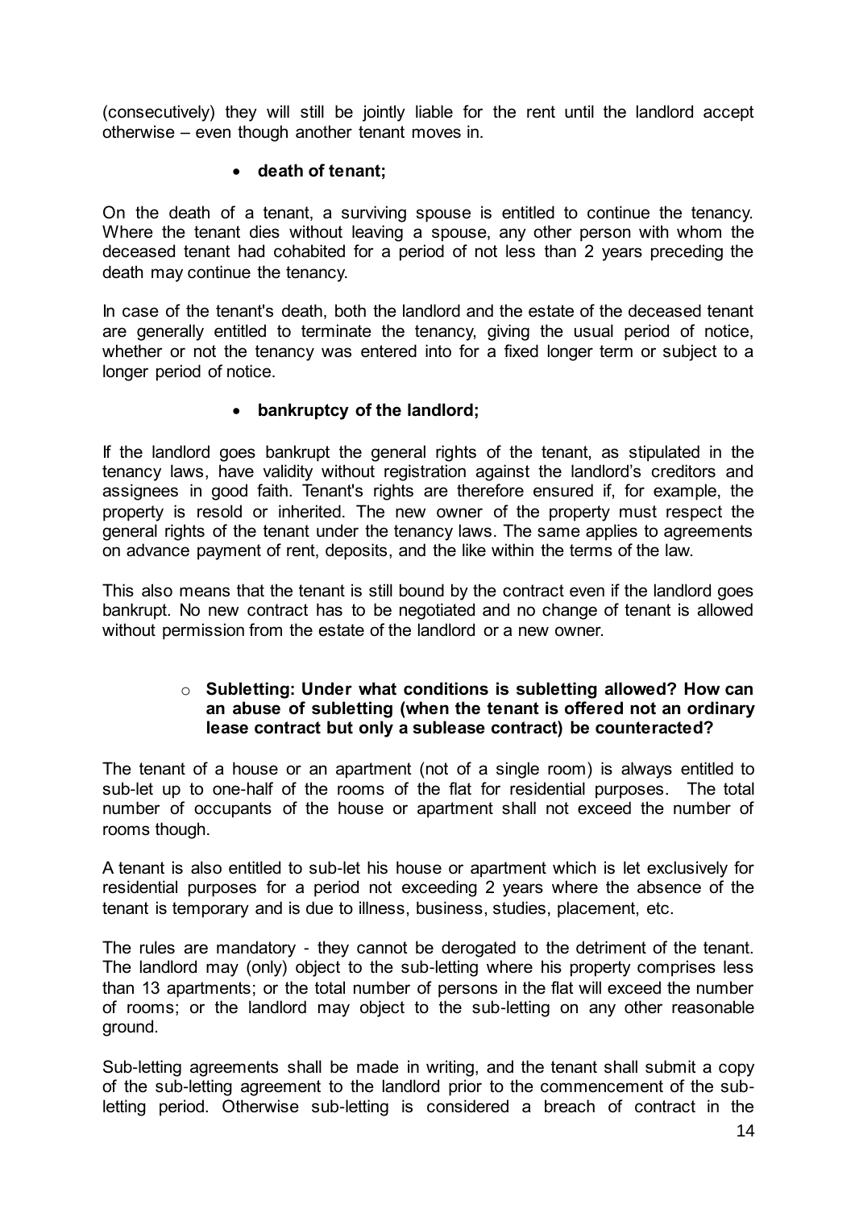(consecutively) they will still be jointly liable for the rent until the landlord accept otherwise – even though another tenant moves in.

- **death of tenant;**

On the death of a tenant, a surviving spouse is entitled to continue the tenancy. Where the tenant dies without leaving a spouse, any other person with whom the deceased tenant had cohabited for a period of not less than 2 years preceding the death may continue the tenancy.

In case of the tenant's death, both the landlord and the estate of the deceased tenant are generally entitled to terminate the tenancy, giving the usual period of notice, whether or not the tenancy was entered into for a fixed longer term or subject to a longer period of notice.

- **bankruptcy of the landlord;**

If the landlord goes bankrupt the general rights of the tenant, as stipulated in the tenancy laws, have validity without registration against the landlord's creditors and assignees in good faith. Tenant's rights are therefore ensured if, for example, the property is resold or inherited. The new owner of the property must respect the general rights of the tenant under the tenancy laws. The same applies to agreements on advance payment of rent, deposits, and the like within the terms of the law.

This also means that the tenant is still bound by the contract even if the landlord goes bankrupt. No new contract has to be negotiated and no change of tenant is allowed without permission from the estate of the landlord or a new owner.

- **Subletting: Under what conditions is subletting allowed? How can an abuse of subletting (when the tenant is offered not an ordinary lease contract but only a sublease contract) be counteracted?**

The tenant of a house or an apartment (not of a single room) is always entitled to sub-let up to one-half of the rooms of the flat for residential purposes. The total number of occupants of the house or apartment shall not exceed the number of rooms though.

A tenant is also entitled to sub-let his house or apartment which is let exclusively for residential purposes for a period not exceeding 2 years where the absence of the tenant is temporary and is due to illness, business, studies, placement, etc.

The rules are mandatory - they cannot be derogated to the detriment of the tenant. The landlord may (only) object to the sub-letting where his property comprises less than 13 apartments; or the total number of persons in the flat will exceed the number of rooms; or the landlord may object to the sub-letting on any other reasonable ground.

Sub-letting agreements shall be made in writing, and the tenant shall submit a copy of the sub-letting agreement to the landlord prior to the commencement of the sub-letting period. Otherwise sub-letting is considered a breach of contract in the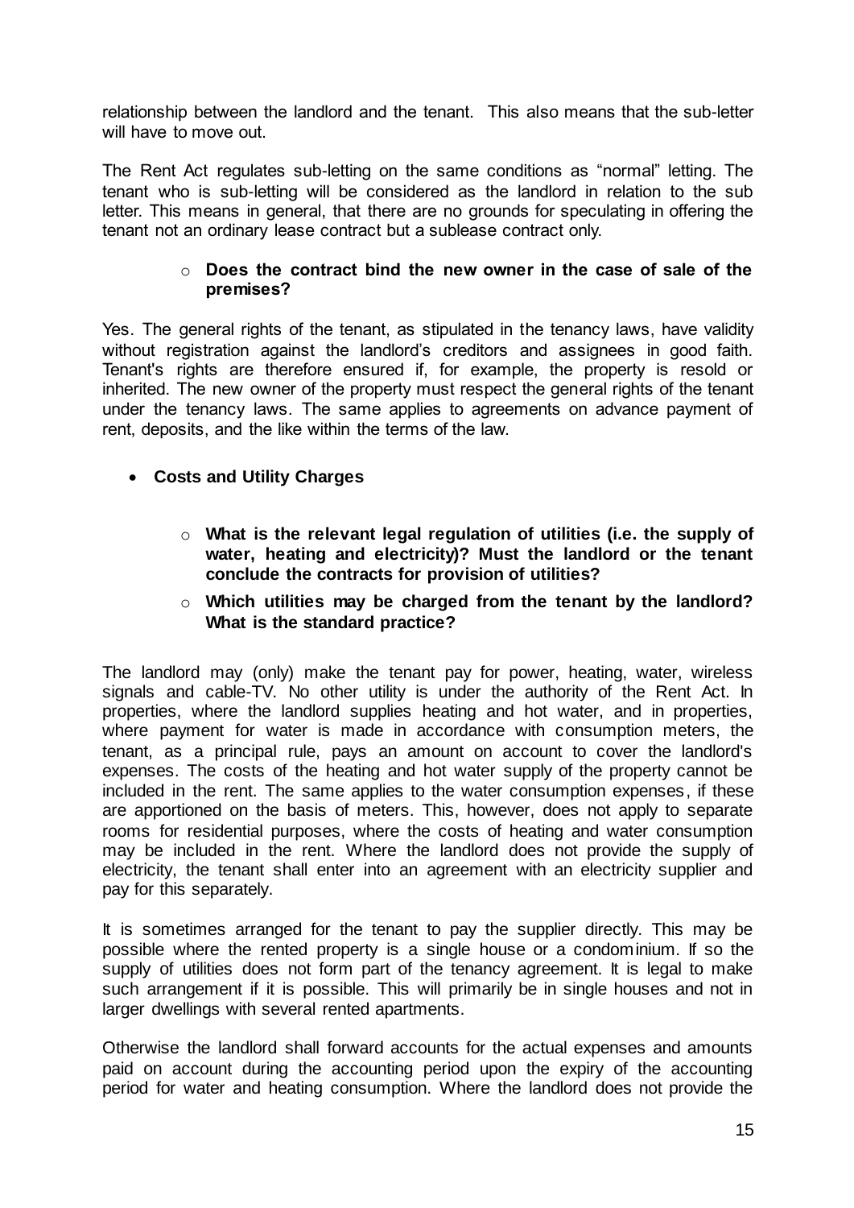relationship between the landlord and the tenant. This also means that the sub-letter will have to move out.

The Rent Act regulates sub-letting on the same conditions as "normal" letting. The tenant who is sub-letting will be considered as the landlord in relation to the sub letter. This means in general, that there are no grounds for speculating in offering the tenant not an ordinary lease contract but a sublease contract only.

- **Does the contract bind the new owner in the case of sale of the premises?**

Yes. The general rights of the tenant, as stipulated in the tenancy laws, have validity without registration against the landlord's creditors and assignees in good faith. Tenant's rights are therefore ensured if, for example, the property is resold or inherited. The new owner of the property must respect the general rights of the tenant under the tenancy laws. The same applies to agreements on advance payment of rent, deposits, and the like within the terms of the law.

- **Costs and Utility Charges**

    - **What is the relevant legal regulation of utilities (i.e. the supply of water, heating and electricity)? Must the landlord or the tenant conclude the contracts for provision of utilities?**
    - **Which utilities may be charged from the tenant by the landlord? What is the standard practice?**

The landlord may (only) make the tenant pay for power, heating, water, wireless signals and cable-TV. No other utility is under the authority of the Rent Act. In properties, where the landlord supplies heating and hot water, and in properties, where payment for water is made in accordance with consumption meters, the tenant, as a principal rule, pays an amount on account to cover the landlord's expenses. The costs of the heating and hot water supply of the property cannot be included in the rent. The same applies to the water consumption expenses, if these are apportioned on the basis of meters. This, however, does not apply to separate rooms for residential purposes, where the costs of heating and water consumption may be included in the rent. Where the landlord does not provide the supply of electricity, the tenant shall enter into an agreement with an electricity supplier and pay for this separately.

It is sometimes arranged for the tenant to pay the supplier directly. This may be possible where the rented property is a single house or a condominium. If so the supply of utilities does not form part of the tenancy agreement. It is legal to make such arrangement if it is possible. This will primarily be in single houses and not in larger dwellings with several rented apartments.

Otherwise the landlord shall forward accounts for the actual expenses and amounts paid on account during the accounting period upon the expiry of the accounting period for water and heating consumption. Where the landlord does not provide the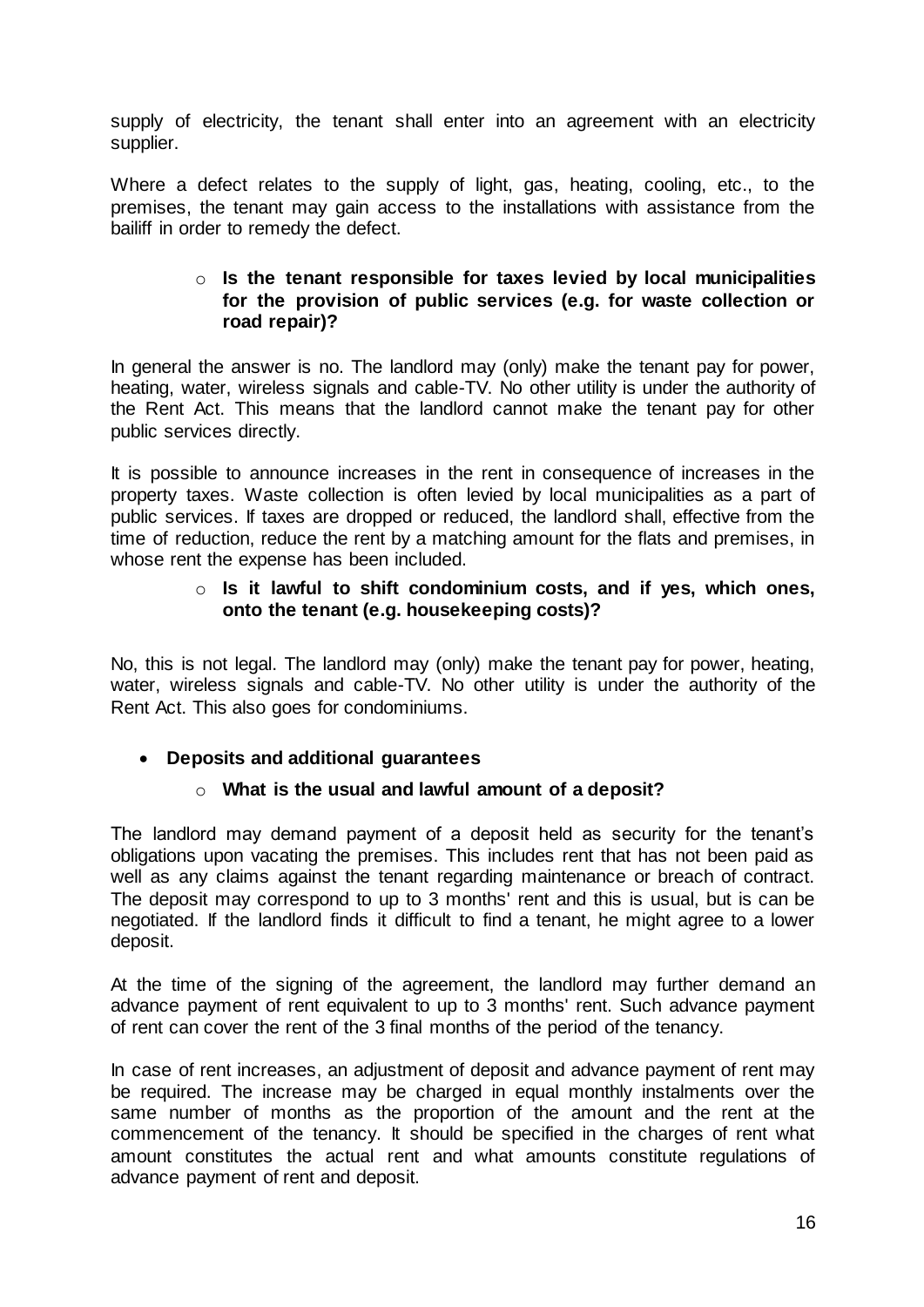supply of electricity, the tenant shall enter into an agreement with an electricity supplier.

Where a defect relates to the supply of light, gas, heating, cooling, etc., to the premises, the tenant may gain access to the installations with assistance from the bailiff in order to remedy the defect.

- **Is the tenant responsible for taxes levied by local municipalities for the provision of public services (e.g. for waste collection or road repair)?**

In general the answer is no. The landlord may (only) make the tenant pay for power, heating, water, wireless signals and cable-TV. No other utility is under the authority of the Rent Act. This means that the landlord cannot make the tenant pay for other public services directly.

It is possible to announce increases in the rent in consequence of increases in the property taxes. Waste collection is often levied by local municipalities as a part of public services. If taxes are dropped or reduced, the landlord shall, effective from the time of reduction, reduce the rent by a matching amount for the flats and premises, in whose rent the expense has been included.

- **Is it lawful to shift condominium costs, and if yes, which ones, onto the tenant (e.g. housekeeping costs)?**

No, this is not legal. The landlord may (only) make the tenant pay for power, heating, water, wireless signals and cable-TV. No other utility is under the authority of the Rent Act. This also goes for condominiums.

- **Deposits and additional guarantees**
  - **What is the usual and lawful amount of a deposit?**

The landlord may demand payment of a deposit held as security for the tenant's obligations upon vacating the premises. This includes rent that has not been paid as well as any claims against the tenant regarding maintenance or breach of contract. The deposit may correspond to up to 3 months' rent and this is usual, but is can be negotiated. If the landlord finds it difficult to find a tenant, he might agree to a lower deposit.

At the time of the signing of the agreement, the landlord may further demand an advance payment of rent equivalent to up to 3 months' rent. Such advance payment of rent can cover the rent of the 3 final months of the period of the tenancy.

In case of rent increases, an adjustment of deposit and advance payment of rent may be required. The increase may be charged in equal monthly instalments over the same number of months as the proportion of the amount and the rent at the commencement of the tenancy. It should be specified in the charges of rent what amount constitutes the actual rent and what amounts constitute regulations of advance payment of rent and deposit.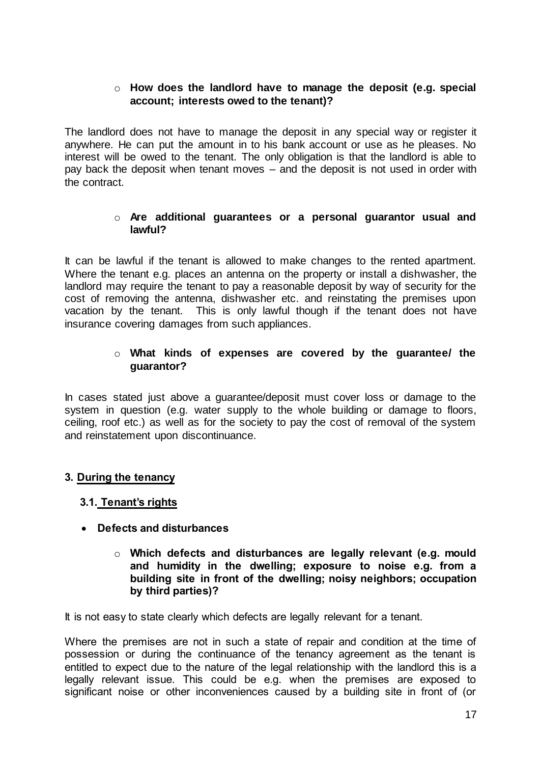- **How does the landlord have to manage the deposit (e.g. special account; interests owed to the tenant)?**

The landlord does not have to manage the deposit in any special way or register it anywhere. He can put the amount in to his bank account or use as he pleases. No interest will be owed to the tenant. The only obligation is that the landlord is able to pay back the deposit when tenant moves – and the deposit is not used in order with the contract.

- **Are additional guarantees or a personal guarantor usual and lawful?**

It can be lawful if the tenant is allowed to make changes to the rented apartment. Where the tenant e.g. places an antenna on the property or install a dishwasher, the landlord may require the tenant to pay a reasonable deposit by way of security for the cost of removing the antenna, dishwasher etc. and reinstating the premises upon vacation by the tenant. This is only lawful though if the tenant does not have insurance covering damages from such appliances.

- **What kinds of expenses are covered by the guarantee/ the guarantor?**

In cases stated just above a guarantee/deposit must cover loss or damage to the system in question (e.g. water supply to the whole building or damage to floors, ceiling, roof etc.) as well as for the society to pay the cost of removal of the system and reinstatement upon discontinuance.

## 3. During the tenancy

### 3.1. Tenant's rights

- **Defects and disturbances**
  - **Which defects and disturbances are legally relevant (e.g. mould and humidity in the dwelling; exposure to noise e.g. from a building site in front of the dwelling; noisy neighbors; occupation by third parties)?**

It is not easy to state clearly which defects are legally relevant for a tenant.

Where the premises are not in such a state of repair and condition at the time of possession or during the continuance of the tenancy agreement as the tenant is entitled to expect due to the nature of the legal relationship with the landlord this is a legally relevant issue. This could be e.g. when the premises are exposed to significant noise or other inconveniences caused by a building site in front of (or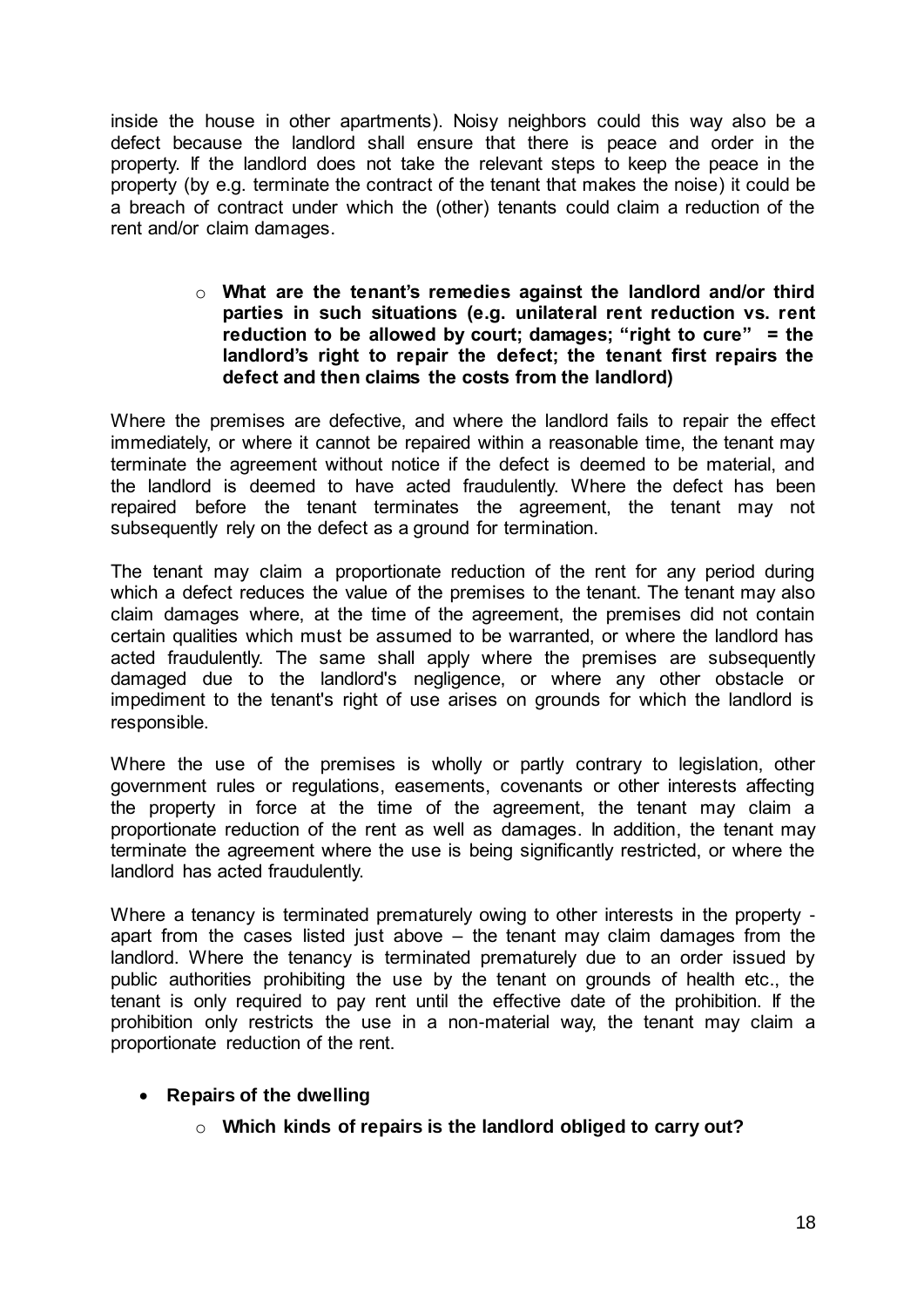inside the house in other apartments). Noisy neighbors could this way also be a defect because the landlord shall ensure that there is peace and order in the property. If the landlord does not take the relevant steps to keep the peace in the property (by e.g. terminate the contract of the tenant that makes the noise) it could be a breach of contract under which the (other) tenants could claim a reduction of the rent and/or claim damages.

- **What are the tenant's remedies against the landlord and/or third parties in such situations (e.g. unilateral rent reduction vs. rent reduction to be allowed by court; damages; "right to cure" = the landlord's right to repair the defect; the tenant first repairs the defect and then claims the costs from the landlord)**

Where the premises are defective, and where the landlord fails to repair the effect immediately, or where it cannot be repaired within a reasonable time, the tenant may terminate the agreement without notice if the defect is deemed to be material, and the landlord is deemed to have acted fraudulently. Where the defect has been repaired before the tenant terminates the agreement, the tenant may not subsequently rely on the defect as a ground for termination.

The tenant may claim a proportionate reduction of the rent for any period during which a defect reduces the value of the premises to the tenant. The tenant may also claim damages where, at the time of the agreement, the premises did not contain certain qualities which must be assumed to be warranted, or where the landlord has acted fraudulently. The same shall apply where the premises are subsequently damaged due to the landlord's negligence, or where any other obstacle or impediment to the tenant's right of use arises on grounds for which the landlord is responsible.

Where the use of the premises is wholly or partly contrary to legislation, other government rules or regulations, easements, covenants or other interests affecting the property in force at the time of the agreement, the tenant may claim a proportionate reduction of the rent as well as damages. In addition, the tenant may terminate the agreement where the use is being significantly restricted, or where the landlord has acted fraudulently.

Where a tenancy is terminated prematurely owing to other interests in the property - apart from the cases listed just above – the tenant may claim damages from the landlord. Where the tenancy is terminated prematurely due to an order issued by public authorities prohibiting the use by the tenant on grounds of health etc., the tenant is only required to pay rent until the effective date of the prohibition. If the prohibition only restricts the use in a non-material way, the tenant may claim a proportionate reduction of the rent.

- **Repairs of the dwelling**
  - **Which kinds of repairs is the landlord obliged to carry out?**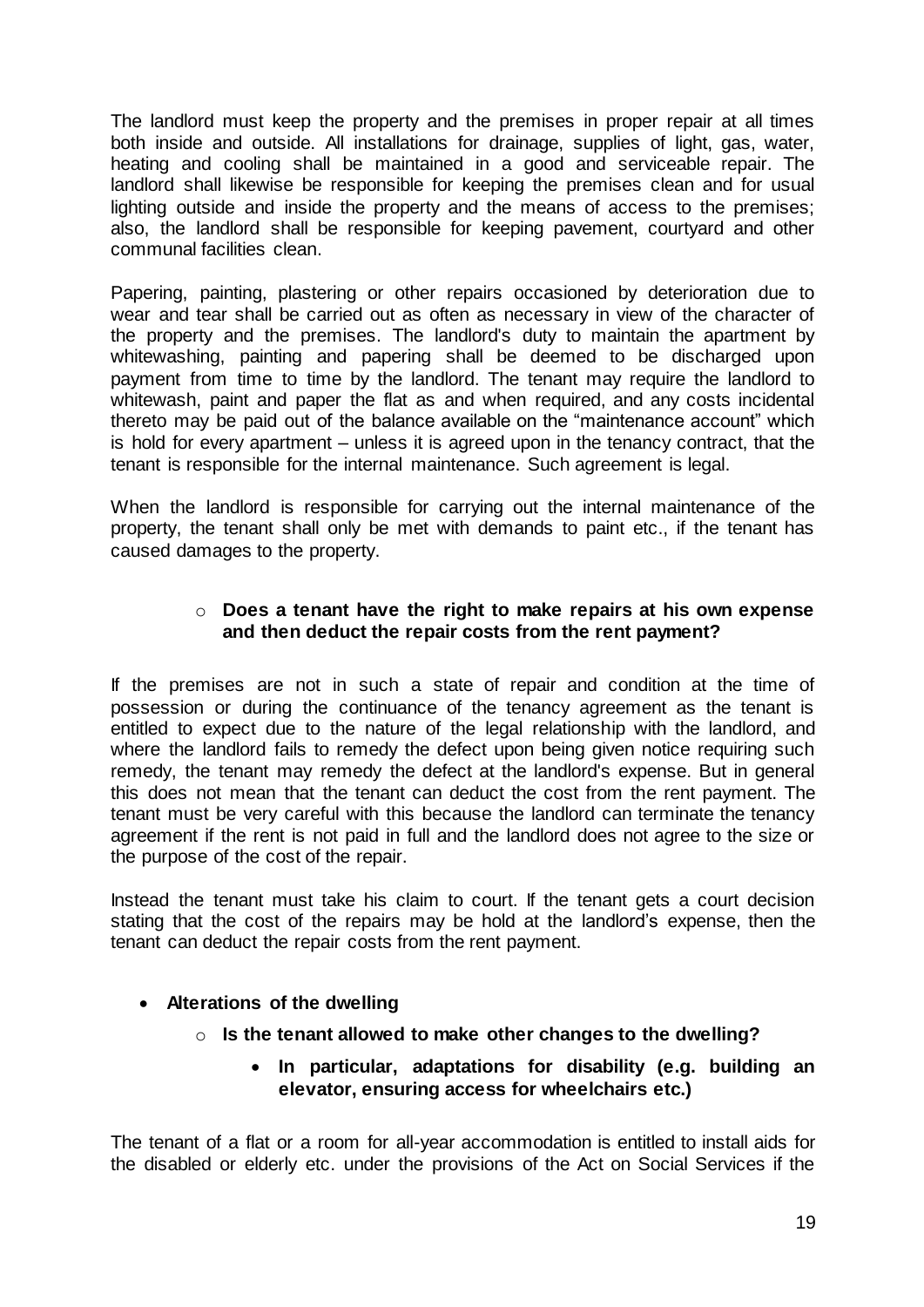The landlord must keep the property and the premises in proper repair at all times both inside and outside. All installations for drainage, supplies of light, gas, water, heating and cooling shall be maintained in a good and serviceable repair. The landlord shall likewise be responsible for keeping the premises clean and for usual lighting outside and inside the property and the means of access to the premises; also, the landlord shall be responsible for keeping pavement, courtyard and other communal facilities clean.

Papering, painting, plastering or other repairs occasioned by deterioration due to wear and tear shall be carried out as often as necessary in view of the character of the property and the premises. The landlord's duty to maintain the apartment by whitewashing, painting and papering shall be deemed to be discharged upon payment from time to time by the landlord. The tenant may require the landlord to whitewash, paint and paper the flat as and when required, and any costs incidental thereto may be paid out of the balance available on the "maintenance account" which is hold for every apartment – unless it is agreed upon in the tenancy contract, that the tenant is responsible for the internal maintenance. Such agreement is legal.

When the landlord is responsible for carrying out the internal maintenance of the property, the tenant shall only be met with demands to paint etc., if the tenant has caused damages to the property.

- **Does a tenant have the right to make repairs at his own expense and then deduct the repair costs from the rent payment?**

If the premises are not in such a state of repair and condition at the time of possession or during the continuance of the tenancy agreement as the tenant is entitled to expect due to the nature of the legal relationship with the landlord, and where the landlord fails to remedy the defect upon being given notice requiring such remedy, the tenant may remedy the defect at the landlord's expense. But in general this does not mean that the tenant can deduct the cost from the rent payment. The tenant must be very careful with this because the landlord can terminate the tenancy agreement if the rent is not paid in full and the landlord does not agree to the size or the purpose of the cost of the repair.

Instead the tenant must take his claim to court. If the tenant gets a court decision stating that the cost of the repairs may be hold at the landlord's expense, then the tenant can deduct the repair costs from the rent payment.

- **Alterations of the dwelling**
  - **Is the tenant allowed to make other changes to the dwelling?**
    - **In particular, adaptations for disability (e.g. building an elevator, ensuring access for wheelchairs etc.)**

The tenant of a flat or a room for all-year accommodation is entitled to install aids for the disabled or elderly etc. under the provisions of the Act on Social Services if the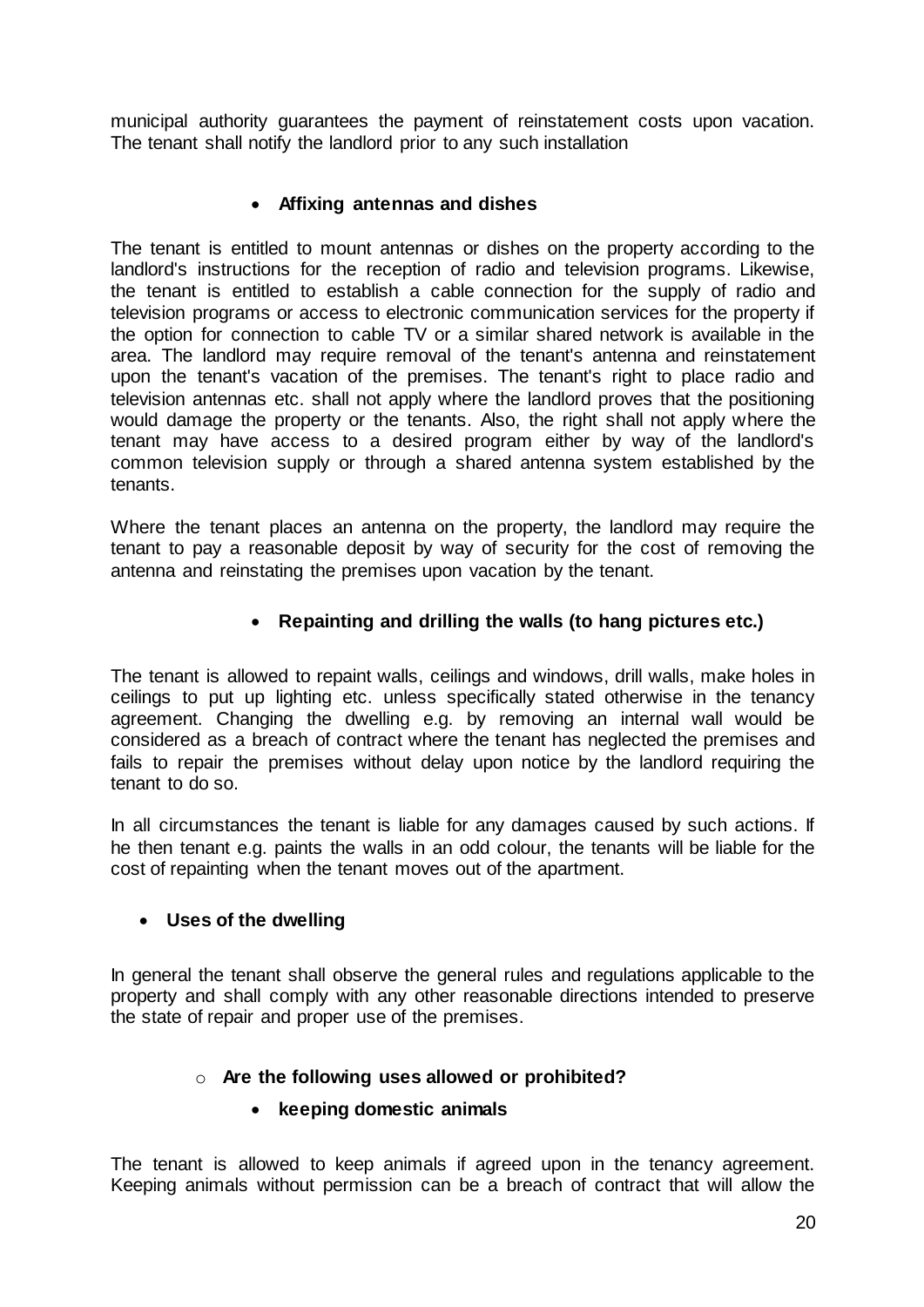municipal authority guarantees the payment of reinstatement costs upon vacation. The tenant shall notify the landlord prior to any such installation

- **Affixing antennas and dishes**

The tenant is entitled to mount antennas or dishes on the property according to the landlord's instructions for the reception of radio and television programs. Likewise, the tenant is entitled to establish a cable connection for the supply of radio and television programs or access to electronic communication services for the property if the option for connection to cable TV or a similar shared network is available in the area. The landlord may require removal of the tenant's antenna and reinstatement upon the tenant's vacation of the premises. The tenant's right to place radio and television antennas etc. shall not apply where the landlord proves that the positioning would damage the property or the tenants. Also, the right shall not apply where the tenant may have access to a desired program either by way of the landlord's common television supply or through a shared antenna system established by the tenants.

Where the tenant places an antenna on the property, the landlord may require the tenant to pay a reasonable deposit by way of security for the cost of removing the antenna and reinstating the premises upon vacation by the tenant.

- **Repainting and drilling the walls (to hang pictures etc.)**

The tenant is allowed to repaint walls, ceilings and windows, drill walls, make holes in ceilings to put up lighting etc. unless specifically stated otherwise in the tenancy agreement. Changing the dwelling e.g. by removing an internal wall would be considered as a breach of contract where the tenant has neglected the premises and fails to repair the premises without delay upon notice by the landlord requiring the tenant to do so.

In all circumstances the tenant is liable for any damages caused by such actions. If he then tenant e.g. paints the walls in an odd colour, the tenants will be liable for the cost of repainting when the tenant moves out of the apartment.

- **Uses of the dwelling**

In general the tenant shall observe the general rules and regulations applicable to the property and shall comply with any other reasonable directions intended to preserve the state of repair and proper use of the premises.

- **Are the following uses allowed or prohibited?**
  - **keeping domestic animals**

The tenant is allowed to keep animals if agreed upon in the tenancy agreement. Keeping animals without permission can be a breach of contract that will allow the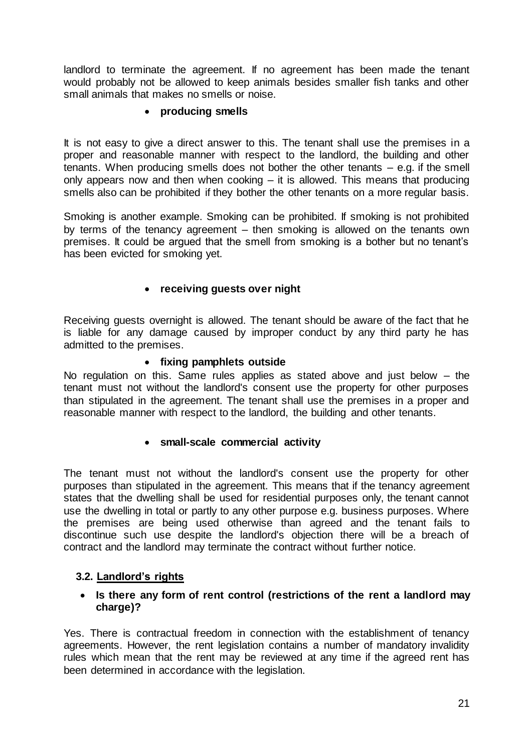landlord to terminate the agreement. If no agreement has been made the tenant would probably not be allowed to keep animals besides smaller fish tanks and other small animals that makes no smells or noise.

- **producing smells**

It is not easy to give a direct answer to this. The tenant shall use the premises in a proper and reasonable manner with respect to the landlord, the building and other tenants. When producing smells does not bother the other tenants – e.g. if the smell only appears now and then when cooking – it is allowed. This means that producing smells also can be prohibited if they bother the other tenants on a more regular basis.

Smoking is another example. Smoking can be prohibited. If smoking is not prohibited by terms of the tenancy agreement – then smoking is allowed on the tenants own premises. It could be argued that the smell from smoking is a bother but no tenant's has been evicted for smoking yet.

- **receiving guests over night**

Receiving guests overnight is allowed. The tenant should be aware of the fact that he is liable for any damage caused by improper conduct by any third party he has admitted to the premises.

- **fixing pamphlets outside**

No regulation on this. Same rules applies as stated above and just below – the tenant must not without the landlord's consent use the property for other purposes than stipulated in the agreement. The tenant shall use the premises in a proper and reasonable manner with respect to the landlord, the building and other tenants.

- **small-scale commercial activity**

The tenant must not without the landlord's consent use the property for other purposes than stipulated in the agreement. This means that if the tenancy agreement states that the dwelling shall be used for residential purposes only, the tenant cannot use the dwelling in total or partly to any other purpose e.g. business purposes. Where the premises are being used otherwise than agreed and the tenant fails to discontinue such use despite the landlord's objection there will be a breach of contract and the landlord may terminate the contract without further notice.

### 3.2. Landlord's rights

- **Is there any form of rent control (restrictions of the rent a landlord may charge)?**

Yes. There is contractual freedom in connection with the establishment of tenancy agreements. However, the rent legislation contains a number of mandatory invalidity rules which mean that the rent may be reviewed at any time if the agreed rent has been determined in accordance with the legislation.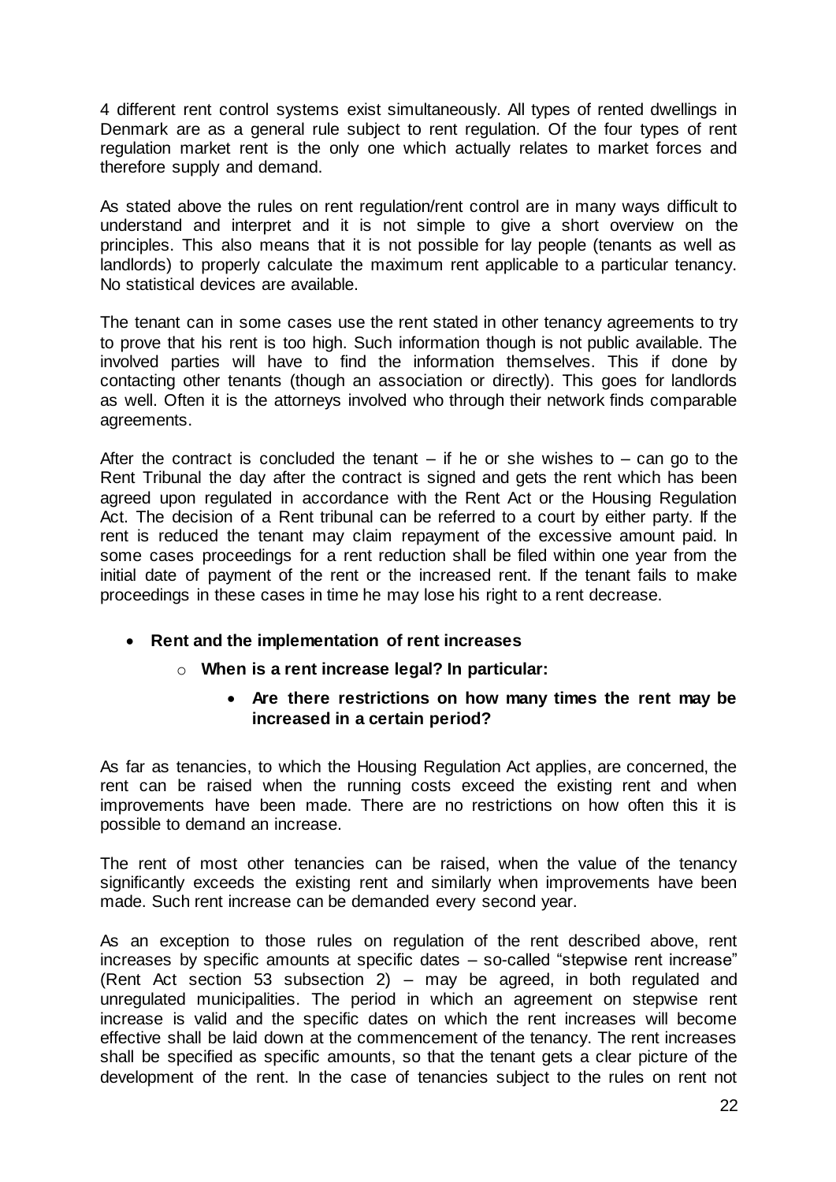4 different rent control systems exist simultaneously. All types of rented dwellings in Denmark are as a general rule subject to rent regulation. Of the four types of rent regulation market rent is the only one which actually relates to market forces and therefore supply and demand.

As stated above the rules on rent regulation/rent control are in many ways difficult to understand and interpret and it is not simple to give a short overview on the principles. This also means that it is not possible for lay people (tenants as well as landlords) to properly calculate the maximum rent applicable to a particular tenancy. No statistical devices are available.

The tenant can in some cases use the rent stated in other tenancy agreements to try to prove that his rent is too high. Such information though is not public available. The involved parties will have to find the information themselves. This if done by contacting other tenants (though an association or directly). This goes for landlords as well. Often it is the attorneys involved who through their network finds comparable agreements.

After the contract is concluded the tenant – if he or she wishes to – can go to the Rent Tribunal the day after the contract is signed and gets the rent which has been agreed upon regulated in accordance with the Rent Act or the Housing Regulation Act. The decision of a Rent tribunal can be referred to a court by either party. If the rent is reduced the tenant may claim repayment of the excessive amount paid. In some cases proceedings for a rent reduction shall be filed within one year from the initial date of payment of the rent or the increased rent. If the tenant fails to make proceedings in these cases in time he may lose his right to a rent decrease.

- **Rent and the implementation of rent increases**
  - **When is a rent increase legal? In particular:**
    - **Are there restrictions on how many times the rent may be increased in a certain period?**

As far as tenancies, to which the Housing Regulation Act applies, are concerned, the rent can be raised when the running costs exceed the existing rent and when improvements have been made. There are no restrictions on how often this it is possible to demand an increase.

The rent of most other tenancies can be raised, when the value of the tenancy significantly exceeds the existing rent and similarly when improvements have been made. Such rent increase can be demanded every second year.

As an exception to those rules on regulation of the rent described above, rent increases by specific amounts at specific dates – so-called "stepwise rent increase" (Rent Act section 53 subsection 2) – may be agreed, in both regulated and unregulated municipalities. The period in which an agreement on stepwise rent increase is valid and the specific dates on which the rent increases will become effective shall be laid down at the commencement of the tenancy. The rent increases shall be specified as specific amounts, so that the tenant gets a clear picture of the development of the rent. In the case of tenancies subject to the rules on rent not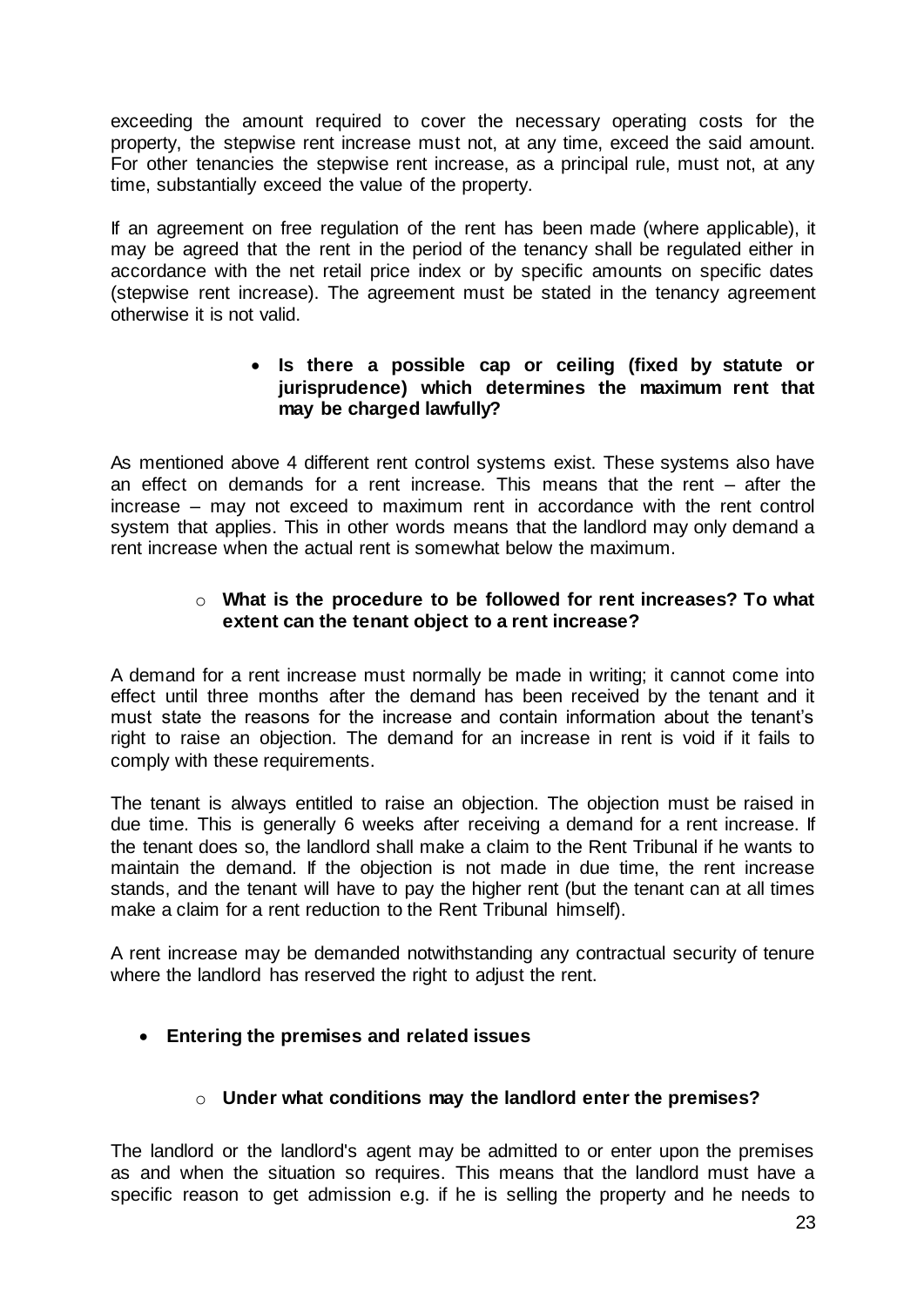exceeding the amount required to cover the necessary operating costs for the property, the stepwise rent increase must not, at any time, exceed the said amount. For other tenancies the stepwise rent increase, as a principal rule, must not, at any time, substantially exceed the value of the property.

If an agreement on free regulation of the rent has been made (where applicable), it may be agreed that the rent in the period of the tenancy shall be regulated either in accordance with the net retail price index or by specific amounts on specific dates (stepwise rent increase). The agreement must be stated in the tenancy agreement otherwise it is not valid.

- **Is there a possible cap or ceiling (fixed by statute or jurisprudence) which determines the maximum rent that may be charged lawfully?**

As mentioned above 4 different rent control systems exist. These systems also have an effect on demands for a rent increase. This means that the rent – after the increase – may not exceed to maximum rent in accordance with the rent control system that applies. This in other words means that the landlord may only demand a rent increase when the actual rent is somewhat below the maximum.

  - **What is the procedure to be followed for rent increases? To what extent can the tenant object to a rent increase?**

A demand for a rent increase must normally be made in writing; it cannot come into effect until three months after the demand has been received by the tenant and it must state the reasons for the increase and contain information about the tenant's right to raise an objection. The demand for an increase in rent is void if it fails to comply with these requirements.

The tenant is always entitled to raise an objection. The objection must be raised in due time. This is generally 6 weeks after receiving a demand for a rent increase. If the tenant does so, the landlord shall make a claim to the Rent Tribunal if he wants to maintain the demand. If the objection is not made in due time, the rent increase stands, and the tenant will have to pay the higher rent (but the tenant can at all times make a claim for a rent reduction to the Rent Tribunal himself).

A rent increase may be demanded notwithstanding any contractual security of tenure where the landlord has reserved the right to adjust the rent.

- **Entering the premises and related issues**

  - **Under what conditions may the landlord enter the premises?**

The landlord or the landlord's agent may be admitted to or enter upon the premises as and when the situation so requires. This means that the landlord must have a specific reason to get admission e.g. if he is selling the property and he needs to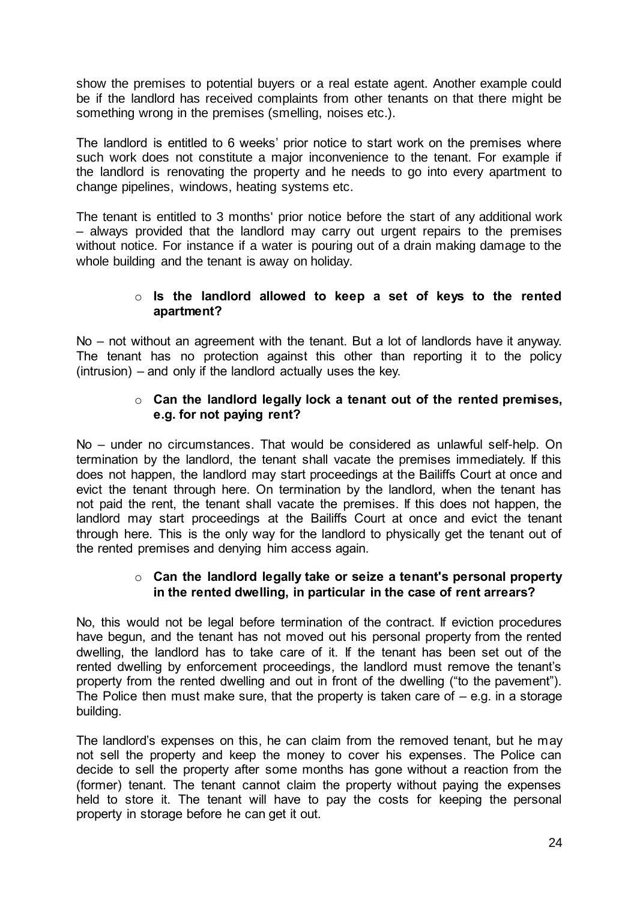show the premises to potential buyers or a real estate agent. Another example could be if the landlord has received complaints from other tenants on that there might be something wrong in the premises (smelling, noises etc.).

The landlord is entitled to 6 weeks' prior notice to start work on the premises where such work does not constitute a major inconvenience to the tenant. For example if the landlord is renovating the property and he needs to go into every apartment to change pipelines, windows, heating systems etc.

The tenant is entitled to 3 months' prior notice before the start of any additional work – always provided that the landlord may carry out urgent repairs to the premises without notice. For instance if a water is pouring out of a drain making damage to the whole building and the tenant is away on holiday.

- **Is the landlord allowed to keep a set of keys to the rented apartment?**

No – not without an agreement with the tenant. But a lot of landlords have it anyway. The tenant has no protection against this other than reporting it to the policy (intrusion) – and only if the landlord actually uses the key.

- **Can the landlord legally lock a tenant out of the rented premises, e.g. for not paying rent?**

No – under no circumstances. That would be considered as unlawful self-help. On termination by the landlord, the tenant shall vacate the premises immediately. If this does not happen, the landlord may start proceedings at the Bailiffs Court at once and evict the tenant through here. On termination by the landlord, when the tenant has not paid the rent, the tenant shall vacate the premises. If this does not happen, the landlord may start proceedings at the Bailiffs Court at once and evict the tenant through here. This is the only way for the landlord to physically get the tenant out of the rented premises and denying him access again.

- **Can the landlord legally take or seize a tenant's personal property in the rented dwelling, in particular in the case of rent arrears?**

No, this would not be legal before termination of the contract. If eviction procedures have begun, and the tenant has not moved out his personal property from the rented dwelling, the landlord has to take care of it. If the tenant has been set out of the rented dwelling by enforcement proceedings, the landlord must remove the tenant's property from the rented dwelling and out in front of the dwelling ("to the pavement"). The Police then must make sure, that the property is taken care of – e.g. in a storage building.

The landlord's expenses on this, he can claim from the removed tenant, but he may not sell the property and keep the money to cover his expenses. The Police can decide to sell the property after some months has gone without a reaction from the (former) tenant. The tenant cannot claim the property without paying the expenses held to store it. The tenant will have to pay the costs for keeping the personal property in storage before he can get it out.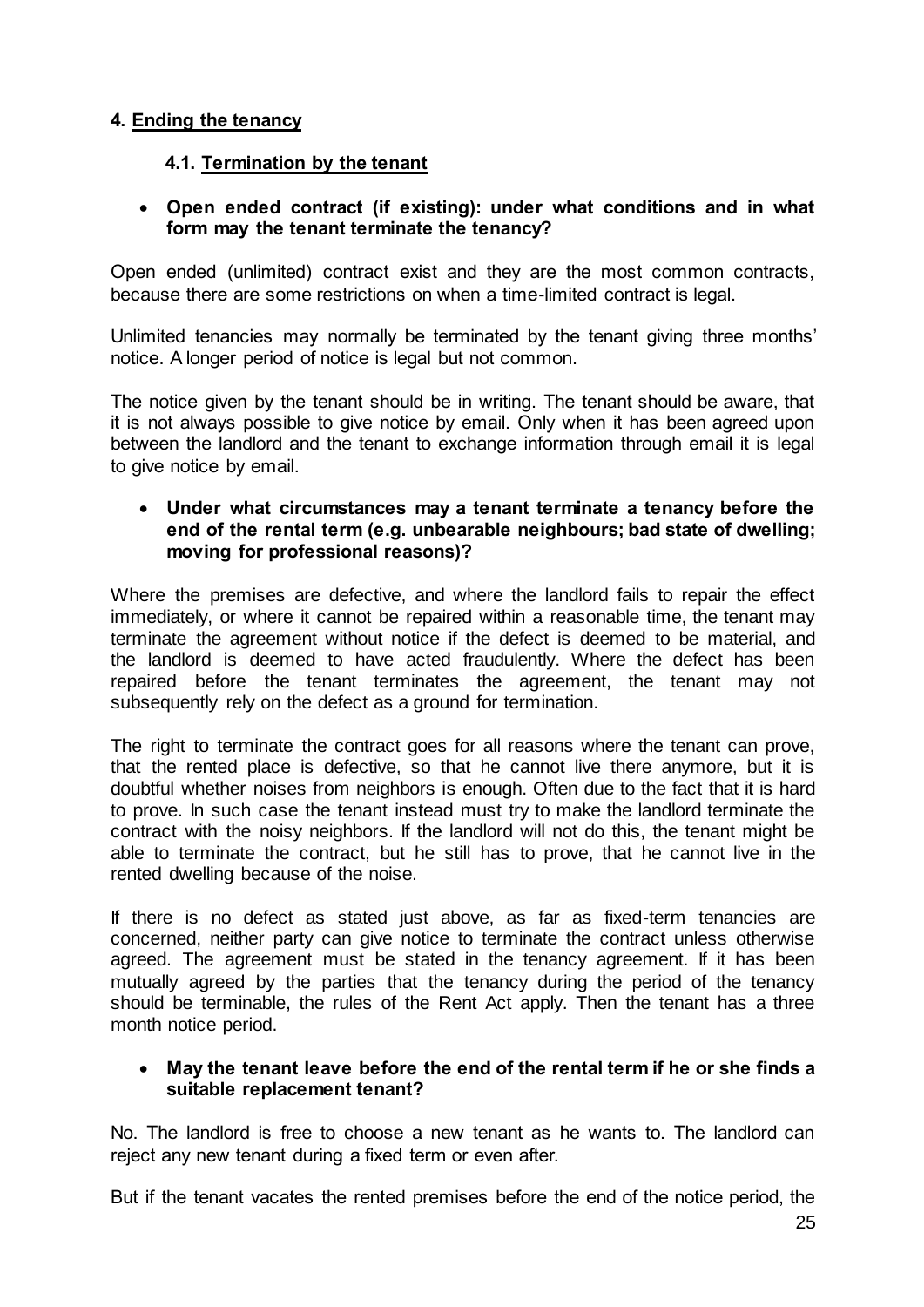## 4. Ending the tenancy

### 4.1. Termination by the tenant

- **Open ended contract (if existing): under what conditions and in what form may the tenant terminate the tenancy?**

Open ended (unlimited) contract exist and they are the most common contracts, because there are some restrictions on when a time-limited contract is legal.

Unlimited tenancies may normally be terminated by the tenant giving three months' notice. A longer period of notice is legal but not common.

The notice given by the tenant should be in writing. The tenant should be aware, that it is not always possible to give notice by email. Only when it has been agreed upon between the landlord and the tenant to exchange information through email it is legal to give notice by email.

- **Under what circumstances may a tenant terminate a tenancy before the end of the rental term (e.g. unbearable neighbours; bad state of dwelling; moving for professional reasons)?**

Where the premises are defective, and where the landlord fails to repair the effect immediately, or where it cannot be repaired within a reasonable time, the tenant may terminate the agreement without notice if the defect is deemed to be material, and the landlord is deemed to have acted fraudulently. Where the defect has been repaired before the tenant terminates the agreement, the tenant may not subsequently rely on the defect as a ground for termination.

The right to terminate the contract goes for all reasons where the tenant can prove, that the rented place is defective, so that he cannot live there anymore, but it is doubtful whether noises from neighbors is enough. Often due to the fact that it is hard to prove. In such case the tenant instead must try to make the landlord terminate the contract with the noisy neighbors. If the landlord will not do this, the tenant might be able to terminate the contract, but he still has to prove, that he cannot live in the rented dwelling because of the noise.

If there is no defect as stated just above, as far as fixed-term tenancies are concerned, neither party can give notice to terminate the contract unless otherwise agreed. The agreement must be stated in the tenancy agreement. If it has been mutually agreed by the parties that the tenancy during the period of the tenancy should be terminable, the rules of the Rent Act apply. Then the tenant has a three month notice period.

- **May the tenant leave before the end of the rental term if he or she finds a suitable replacement tenant?**

No. The landlord is free to choose a new tenant as he wants to. The landlord can reject any new tenant during a fixed term or even after.

But if the tenant vacates the rented premises before the end of the notice period, the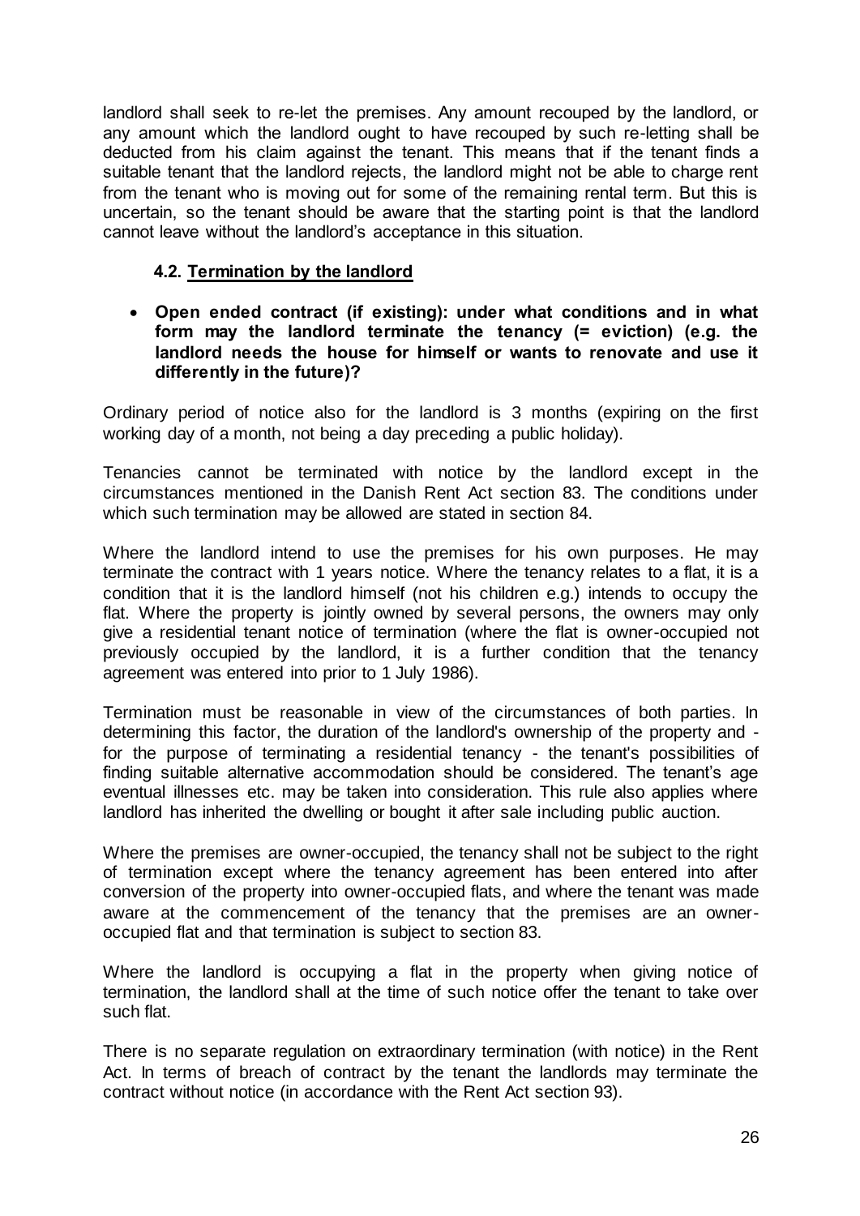landlord shall seek to re-let the premises. Any amount recouped by the landlord, or any amount which the landlord ought to have recouped by such re-letting shall be deducted from his claim against the tenant. This means that if the tenant finds a suitable tenant that the landlord rejects, the landlord might not be able to charge rent from the tenant who is moving out for some of the remaining rental term. But this is uncertain, so the tenant should be aware that the starting point is that the landlord cannot leave without the landlord's acceptance in this situation.

### 4.2. Termination by the landlord

- **Open ended contract (if existing): under what conditions and in what form may the landlord terminate the tenancy (= eviction) (e.g. the landlord needs the house for himself or wants to renovate and use it differently in the future)?**

Ordinary period of notice also for the landlord is 3 months (expiring on the first working day of a month, not being a day preceding a public holiday).

Tenancies cannot be terminated with notice by the landlord except in the circumstances mentioned in the Danish Rent Act section 83. The conditions under which such termination may be allowed are stated in section 84.

Where the landlord intend to use the premises for his own purposes. He may terminate the contract with 1 years notice. Where the tenancy relates to a flat, it is a condition that it is the landlord himself (not his children e.g.) intends to occupy the flat. Where the property is jointly owned by several persons, the owners may only give a residential tenant notice of termination (where the flat is owner-occupied not previously occupied by the landlord, it is a further condition that the tenancy agreement was entered into prior to 1 July 1986).

Termination must be reasonable in view of the circumstances of both parties. In determining this factor, the duration of the landlord's ownership of the property and - for the purpose of terminating a residential tenancy - the tenant's possibilities of finding suitable alternative accommodation should be considered. The tenant's age eventual illnesses etc. may be taken into consideration. This rule also applies where landlord has inherited the dwelling or bought it after sale including public auction.

Where the premises are owner-occupied, the tenancy shall not be subject to the right of termination except where the tenancy agreement has been entered into after conversion of the property into owner-occupied flats, and where the tenant was made aware at the commencement of the tenancy that the premises are an owner-occupied flat and that termination is subject to section 83.

Where the landlord is occupying a flat in the property when giving notice of termination, the landlord shall at the time of such notice offer the tenant to take over such flat.

There is no separate regulation on extraordinary termination (with notice) in the Rent Act. In terms of breach of contract by the tenant the landlords may terminate the contract without notice (in accordance with the Rent Act section 93).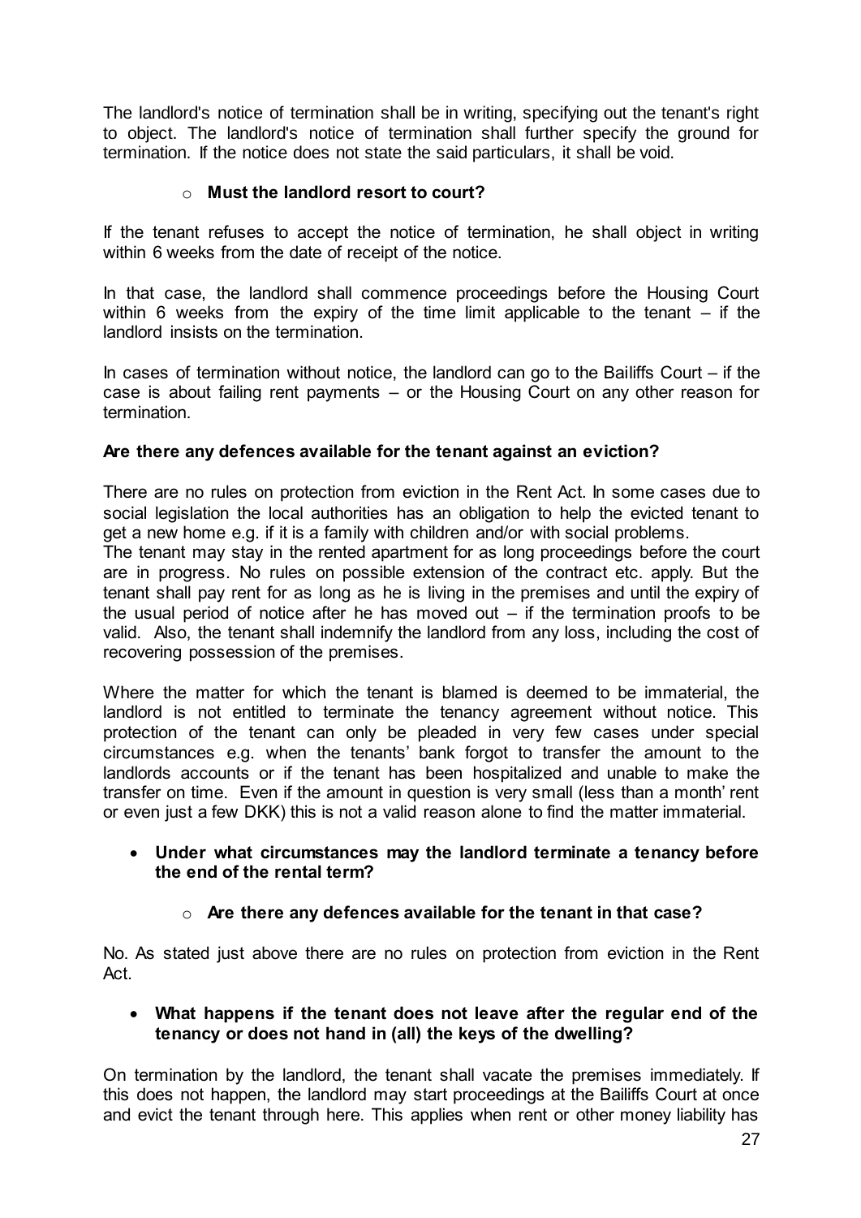The landlord's notice of termination shall be in writing, specifying out the tenant's right to object. The landlord's notice of termination shall further specify the ground for termination. If the notice does not state the said particulars, it shall be void.

- **Must the landlord resort to court?**

If the tenant refuses to accept the notice of termination, he shall object in writing within 6 weeks from the date of receipt of the notice.

In that case, the landlord shall commence proceedings before the Housing Court within 6 weeks from the expiry of the time limit applicable to the tenant – if the landlord insists on the termination.

In cases of termination without notice, the landlord can go to the Bailiffs Court – if the case is about failing rent payments – or the Housing Court on any other reason for termination.

**Are there any defences available for the tenant against an eviction?**

There are no rules on protection from eviction in the Rent Act. In some cases due to social legislation the local authorities has an obligation to help the evicted tenant to get a new home e.g. if it is a family with children and/or with social problems.
The tenant may stay in the rented apartment for as long proceedings before the court are in progress. No rules on possible extension of the contract etc. apply. But the tenant shall pay rent for as long as he is living in the premises and until the expiry of the usual period of notice after he has moved out – if the termination proofs to be valid. Also, the tenant shall indemnify the landlord from any loss, including the cost of recovering possession of the premises.

Where the matter for which the tenant is blamed is deemed to be immaterial, the landlord is not entitled to terminate the tenancy agreement without notice. This protection of the tenant can only be pleaded in very few cases under special circumstances e.g. when the tenants' bank forgot to transfer the amount to the landlords accounts or if the tenant has been hospitalized and unable to make the transfer on time. Even if the amount in question is very small (less than a month' rent or even just a few DKK) this is not a valid reason alone to find the matter immaterial.

- **Under what circumstances may the landlord terminate a tenancy before the end of the rental term?**
  - **Are there any defences available for the tenant in that case?**

No. As stated just above there are no rules on protection from eviction in the Rent Act.

- **What happens if the tenant does not leave after the regular end of the tenancy or does not hand in (all) the keys of the dwelling?**

On termination by the landlord, the tenant shall vacate the premises immediately. If this does not happen, the landlord may start proceedings at the Bailiffs Court at once and evict the tenant through here. This applies when rent or other money liability has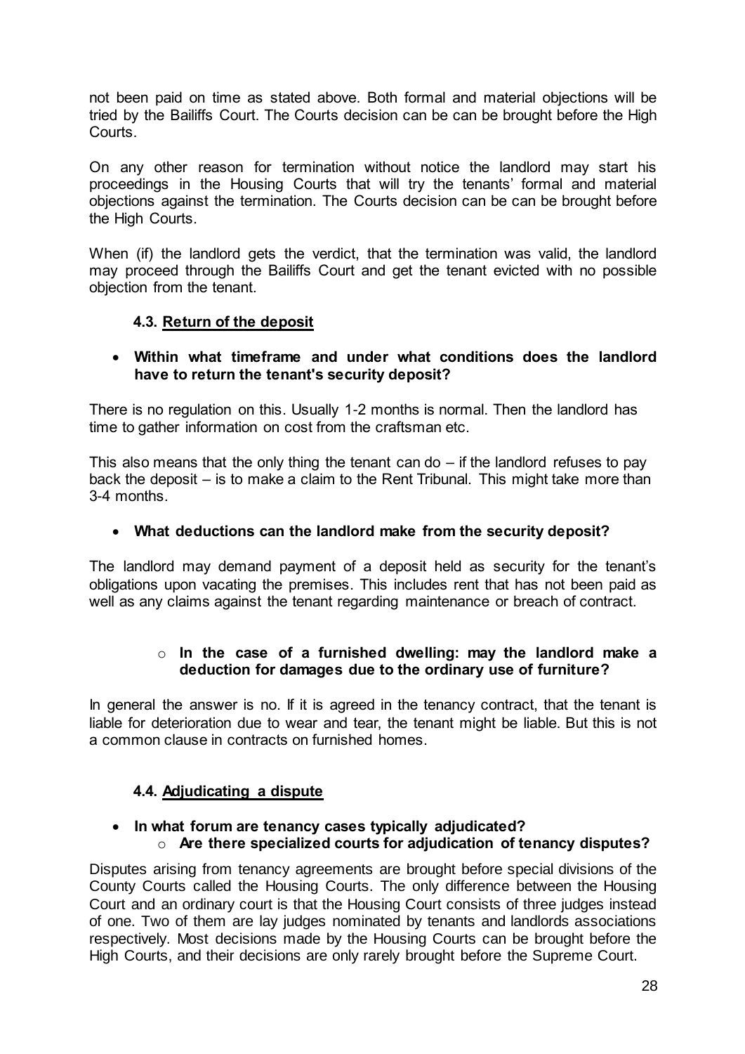not been paid on time as stated above. Both formal and material objections will be tried by the Bailiffs Court. The Courts decision can be can be brought before the High Courts.

On any other reason for termination without notice the landlord may start his proceedings in the Housing Courts that will try the tenants' formal and material objections against the termination. The Courts decision can be can be brought before the High Courts.

When (if) the landlord gets the verdict, that the termination was valid, the landlord may proceed through the Bailiffs Court and get the tenant evicted with no possible objection from the tenant.

### 4.3. Return of the deposit

- **Within what timeframe and under what conditions does the landlord have to return the tenant's security deposit?**

There is no regulation on this. Usually 1-2 months is normal. Then the landlord has time to gather information on cost from the craftsman etc.

This also means that the only thing the tenant can do – if the landlord refuses to pay back the deposit – is to make a claim to the Rent Tribunal. This might take more than 3-4 months.

- **What deductions can the landlord make from the security deposit?**

The landlord may demand payment of a deposit held as security for the tenant's obligations upon vacating the premises. This includes rent that has not been paid as well as any claims against the tenant regarding maintenance or breach of contract.

  - **In the case of a furnished dwelling: may the landlord make a deduction for damages due to the ordinary use of furniture?**

In general the answer is no. If it is agreed in the tenancy contract, that the tenant is liable for deterioration due to wear and tear, the tenant might be liable. But this is not a common clause in contracts on furnished homes.

### 4.4. Adjudicating a dispute

- **In what forum are tenancy cases typically adjudicated?**
  - **Are there specialized courts for adjudication of tenancy disputes?**

Disputes arising from tenancy agreements are brought before special divisions of the County Courts called the Housing Courts. The only difference between the Housing Court and an ordinary court is that the Housing Court consists of three judges instead of one. Two of them are lay judges nominated by tenants and landlords associations respectively. Most decisions made by the Housing Courts can be brought before the High Courts, and their decisions are only rarely brought before the Supreme Court.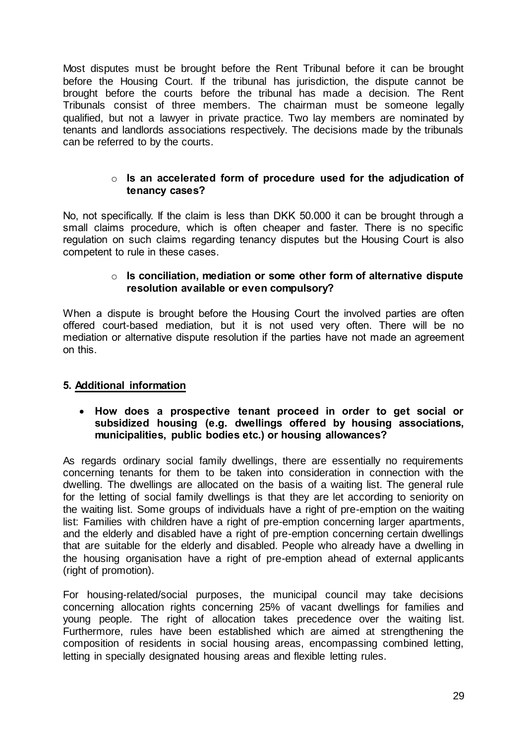Most disputes must be brought before the Rent Tribunal before it can be brought before the Housing Court. If the tribunal has jurisdiction, the dispute cannot be brought before the courts before the tribunal has made a decision. The Rent Tribunals consist of three members. The chairman must be someone legally qualified, but not a lawyer in private practice. Two lay members are nominated by tenants and landlords associations respectively. The decisions made by the tribunals can be referred to by the courts.

- **Is an accelerated form of procedure used for the adjudication of tenancy cases?**

No, not specifically. If the claim is less than DKK 50.000 it can be brought through a small claims procedure, which is often cheaper and faster. There is no specific regulation on such claims regarding tenancy disputes but the Housing Court is also competent to rule in these cases.

- **Is conciliation, mediation or some other form of alternative dispute resolution available or even compulsory?**

When a dispute is brought before the Housing Court the involved parties are often offered court-based mediation, but it is not used very often. There will be no mediation or alternative dispute resolution if the parties have not made an agreement on this.

## 5. Additional information

- **How does a prospective tenant proceed in order to get social or subsidized housing (e.g. dwellings offered by housing associations, municipalities, public bodies etc.) or housing allowances?**

As regards ordinary social family dwellings, there are essentially no requirements concerning tenants for them to be taken into consideration in connection with the dwelling. The dwellings are allocated on the basis of a waiting list. The general rule for the letting of social family dwellings is that they are let according to seniority on the waiting list. Some groups of individuals have a right of pre-emption on the waiting list: Families with children have a right of pre-emption concerning larger apartments, and the elderly and disabled have a right of pre-emption concerning certain dwellings that are suitable for the elderly and disabled. People who already have a dwelling in the housing organisation have a right of pre-emption ahead of external applicants (right of promotion).

For housing-related/social purposes, the municipal council may take decisions concerning allocation rights concerning 25% of vacant dwellings for families and young people. The right of allocation takes precedence over the waiting list. Furthermore, rules have been established which are aimed at strengthening the composition of residents in social housing areas, encompassing combined letting, letting in specially designated housing areas and flexible letting rules.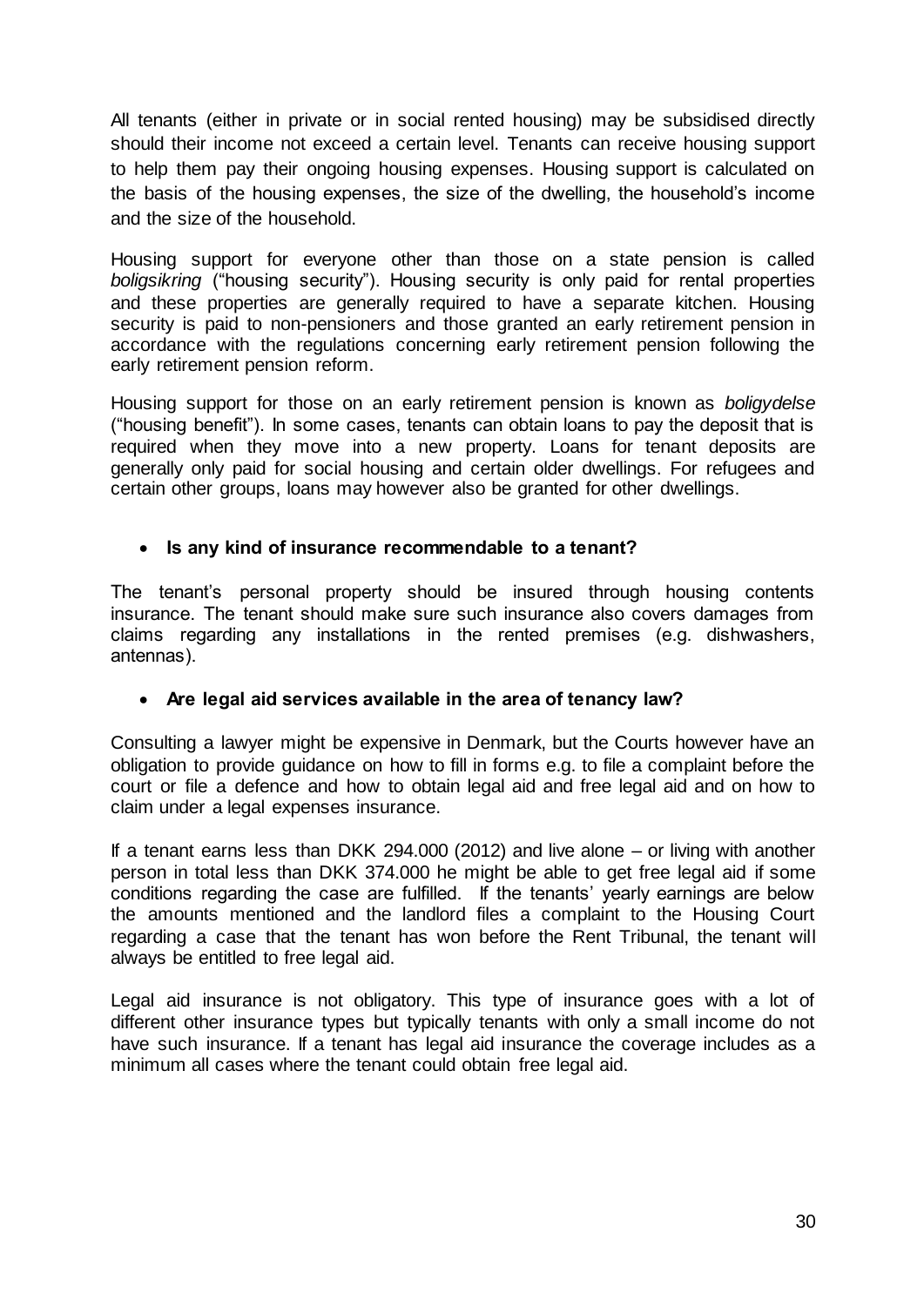All tenants (either in private or in social rented housing) may be subsidised directly should their income not exceed a certain level. Tenants can receive housing support to help them pay their ongoing housing expenses. Housing support is calculated on the basis of the housing expenses, the size of the dwelling, the household's income and the size of the household.

Housing support for everyone other than those on a state pension is called *boligsikring* ("housing security"). Housing security is only paid for rental properties and these properties are generally required to have a separate kitchen. Housing security is paid to non-pensioners and those granted an early retirement pension in accordance with the regulations concerning early retirement pension following the early retirement pension reform.

Housing support for those on an early retirement pension is known as *boligydelse* ("housing benefit"). In some cases, tenants can obtain loans to pay the deposit that is required when they move into a new property. Loans for tenant deposits are generally only paid for social housing and certain older dwellings. For refugees and certain other groups, loans may however also be granted for other dwellings.

- **Is any kind of insurance recommendable to a tenant?**

The tenant's personal property should be insured through housing contents insurance. The tenant should make sure such insurance also covers damages from claims regarding any installations in the rented premises (e.g. dishwashers, antennas).

- **Are legal aid services available in the area of tenancy law?**

Consulting a lawyer might be expensive in Denmark, but the Courts however have an obligation to provide guidance on how to fill in forms e.g. to file a complaint before the court or file a defence and how to obtain legal aid and free legal aid and on how to claim under a legal expenses insurance.

If a tenant earns less than DKK 294.000 (2012) and live alone – or living with another person in total less than DKK 374.000 he might be able to get free legal aid if some conditions regarding the case are fulfilled. If the tenants' yearly earnings are below the amounts mentioned and the landlord files a complaint to the Housing Court regarding a case that the tenant has won before the Rent Tribunal, the tenant will always be entitled to free legal aid.

Legal aid insurance is not obligatory. This type of insurance goes with a lot of different other insurance types but typically tenants with only a small income do not have such insurance. If a tenant has legal aid insurance the coverage includes as a minimum all cases where the tenant could obtain free legal aid.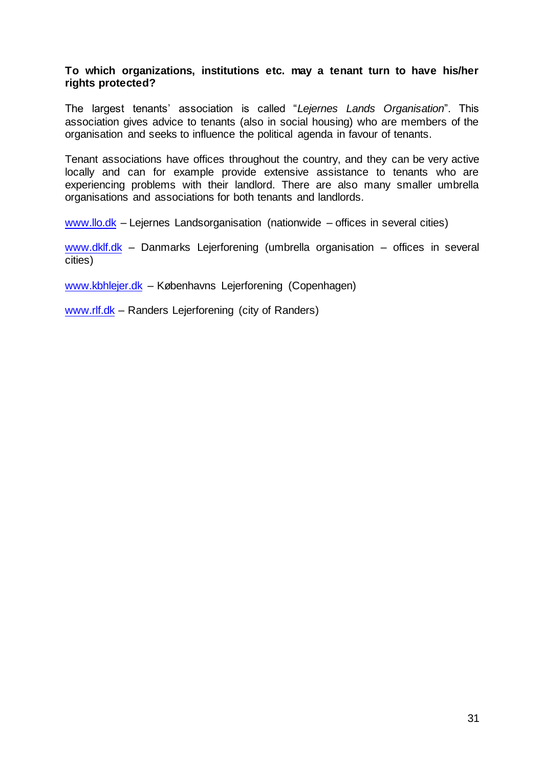**To which organizations, institutions etc. may a tenant turn to have his/her rights protected?**

The largest tenants' association is called "*Lejernes Lands Organisation*". This association gives advice to tenants (also in social housing) who are members of the organisation and seeks to influence the political agenda in favour of tenants.

Tenant associations have offices throughout the country, and they can be very active locally and can for example provide extensive assistance to tenants who are experiencing problems with their landlord. There are also many smaller umbrella organisations and associations for both tenants and landlords.

[www.llo.dk](http://www.llo.dk) – Lejernes Landsorganisation (nationwide – offices in several cities)

[www.dklf.dk](http://www.dklf.dk) – Danmarks Lejerforening (umbrella organisation – offices in several cities)

[www.kbhlejer.dk](http://www.kbhlejer.dk) – Københavns Lejerforening (Copenhagen)

[www.rlf.dk](http://www.rlf.dk) – Randers Lejerforening (city of Randers)